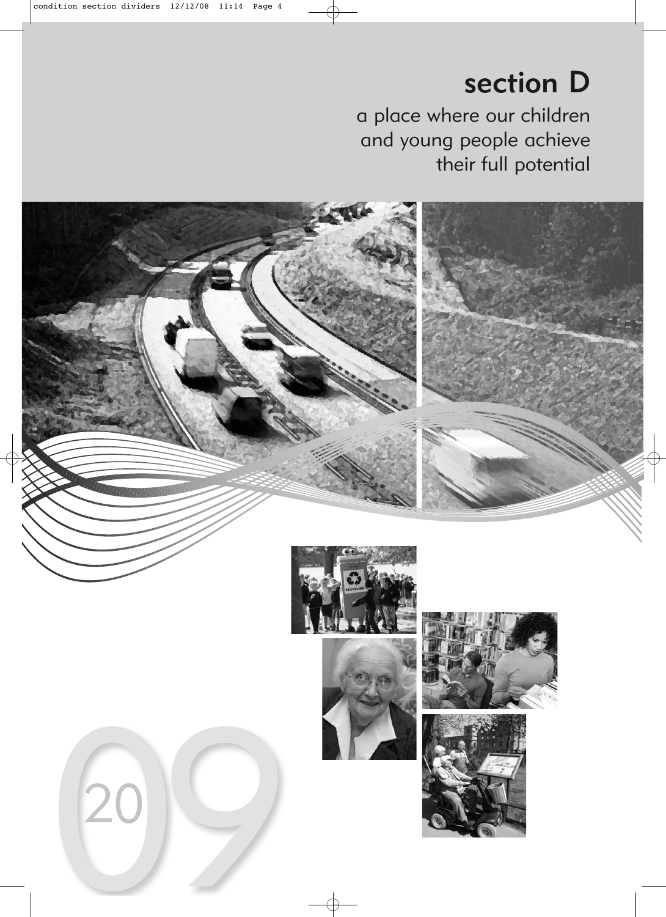# section D

a place where our children and young people achieve their full potential

2009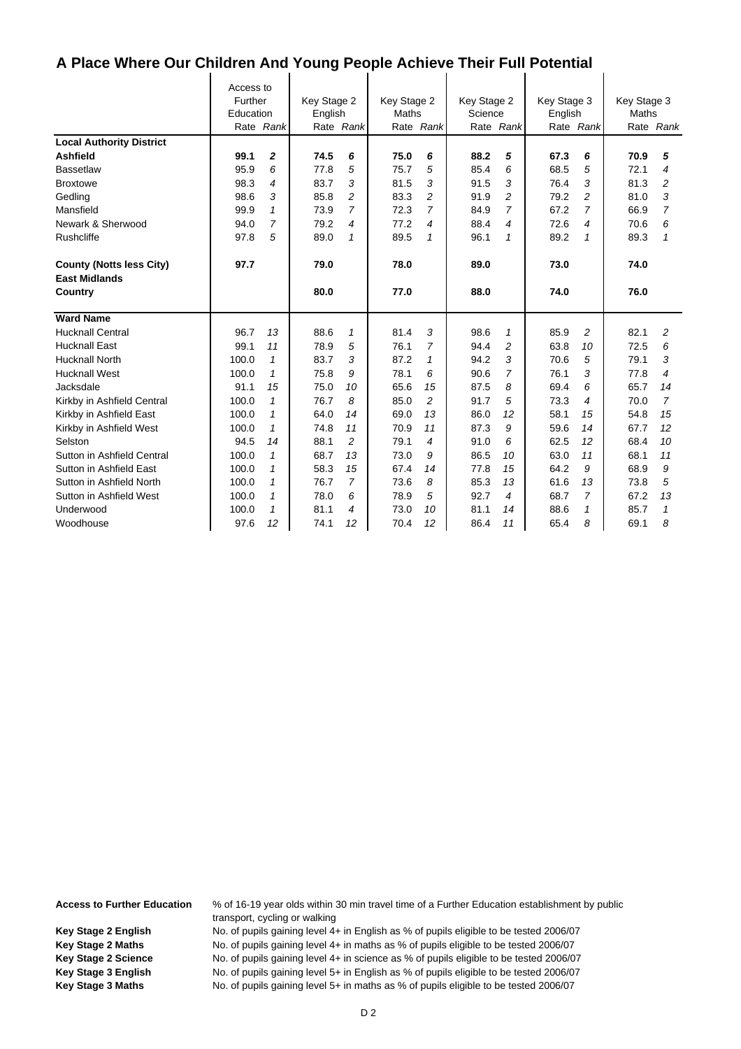# A Place Where Our Children And Young People Achieve Their Full Potential

| | Access to Further Education | | Key Stage 2 English | | Key Stage 2 Maths | | Key Stage 2 Science | | Key Stage 3 English | | Key Stage 3 Maths | |
|---|---|---|---|---|---|---|---|---|---|---|---|---|
| | Rate | *Rank* | Rate | *Rank* | Rate | *Rank* | Rate | *Rank* | Rate | *Rank* | Rate | *Rank* |
| **Local Authority District** | | | | | | | | | | | | |
| **Ashfield** | **99.1** | ***2*** | **74.5** | ***6*** | **75.0** | ***6*** | **88.2** | ***5*** | **67.3** | ***6*** | **70.9** | ***5*** |
| Bassetlaw | 95.9 | *6* | 77.8 | *5* | 75.7 | *5* | 85.4 | *6* | 68.5 | *5* | 72.1 | *4* |
| Broxtowe | 98.3 | *4* | 83.7 | *3* | 81.5 | *3* | 91.5 | *3* | 76.4 | *3* | 81.3 | *2* |
| Gedling | 98.6 | *3* | 85.8 | *2* | 83.3 | *2* | 91.9 | *2* | 79.2 | *2* | 81.0 | *3* |
| Mansfield | 99.9 | *1* | 73.9 | *7* | 72.3 | *7* | 84.9 | *7* | 67.2 | *7* | 66.9 | *7* |
| Newark & Sherwood | 94.0 | *7* | 79.2 | *4* | 77.2 | *4* | 88.4 | *4* | 72.6 | *4* | 70.6 | *6* |
| Rushcliffe | 97.8 | *5* | 89.0 | *1* | 89.5 | *1* | 96.1 | *1* | 89.2 | *1* | 89.3 | *1* |
| **County (Notts less City)** | **97.7** | | **79.0** | | **78.0** | | **89.0** | | **73.0** | | **74.0** | |
| **East Midlands** | | | | | | | | | | | | |
| **Country** | | | **80.0** | | **77.0** | | **88.0** | | **74.0** | | **76.0** | |
| **Ward Name** | | | | | | | | | | | | |
| Hucknall Central | 96.7 | *13* | 88.6 | *1* | 81.4 | *3* | 98.6 | *1* | 85.9 | *2* | 82.1 | *2* |
| Hucknall East | 99.1 | *11* | 78.9 | *5* | 76.1 | *7* | 94.4 | *2* | 63.8 | *10* | 72.5 | *6* |
| Hucknall North | 100.0 | *1* | 83.7 | *3* | 87.2 | *1* | 94.2 | *3* | 70.6 | *5* | 79.1 | *3* |
| Hucknall West | 100.0 | *1* | 75.8 | *9* | 78.1 | *6* | 90.6 | *7* | 76.1 | *3* | 77.8 | *4* |
| Jacksdale | 91.1 | *15* | 75.0 | *10* | 65.6 | *15* | 87.5 | *8* | 69.4 | *6* | 65.7 | *14* |
| Kirkby in Ashfield Central | 100.0 | *1* | 76.7 | *8* | 85.0 | *2* | 91.7 | *5* | 73.3 | *4* | 70.0 | *7* |
| Kirkby in Ashfield East | 100.0 | *1* | 64.0 | *14* | 69.0 | *13* | 86.0 | *12* | 58.1 | *15* | 54.8 | *15* |
| Kirkby in Ashfield West | 100.0 | *1* | 74.8 | *11* | 70.9 | *11* | 87.3 | *9* | 59.6 | *14* | 67.7 | *12* |
| Selston | 94.5 | *14* | 88.1 | *2* | 79.1 | *4* | 91.0 | *6* | 62.5 | *12* | 68.4 | *10* |
| Sutton in Ashfield Central | 100.0 | *1* | 68.7 | *13* | 73.0 | *9* | 86.5 | *10* | 63.0 | *11* | 68.1 | *11* |
| Sutton in Ashfield East | 100.0 | *1* | 58.3 | *15* | 67.4 | *14* | 77.8 | *15* | 64.2 | *9* | 68.9 | *9* |
| Sutton in Ashfield North | 100.0 | *1* | 76.7 | *7* | 73.6 | *8* | 85.3 | *13* | 61.6 | *13* | 73.8 | *5* |
| Sutton in Ashfield West | 100.0 | *1* | 78.0 | *6* | 78.9 | *5* | 92.7 | *4* | 68.7 | *7* | 67.2 | *13* |
| Underwood | 100.0 | *1* | 81.1 | *4* | 73.0 | *10* | 81.1 | *14* | 88.6 | *1* | 85.7 | *1* |
| Woodhouse | 97.6 | *12* | 74.1 | *12* | 70.4 | *12* | 86.4 | *11* | 65.4 | *8* | 69.1 | *8* |

**Access to Further Education** % of 16-19 year olds within 30 min travel time of a Further Education establishment by public transport, cycling or walking

**Key Stage 2 English** No. of pupils gaining level 4+ in English as % of pupils eligible to be tested 2006/07

**Key Stage 2 Maths** No. of pupils gaining level 4+ in maths as % of pupils eligible to be tested 2006/07

**Key Stage 2 Science** No. of pupils gaining level 4+ in science as % of pupils eligible to be tested 2006/07

**Key Stage 3 English** No. of pupils gaining level 5+ in English as % of pupils eligible to be tested 2006/07

**Key Stage 3 Maths** No. of pupils gaining level 5+ in maths as % of pupils eligible to be tested 2006/07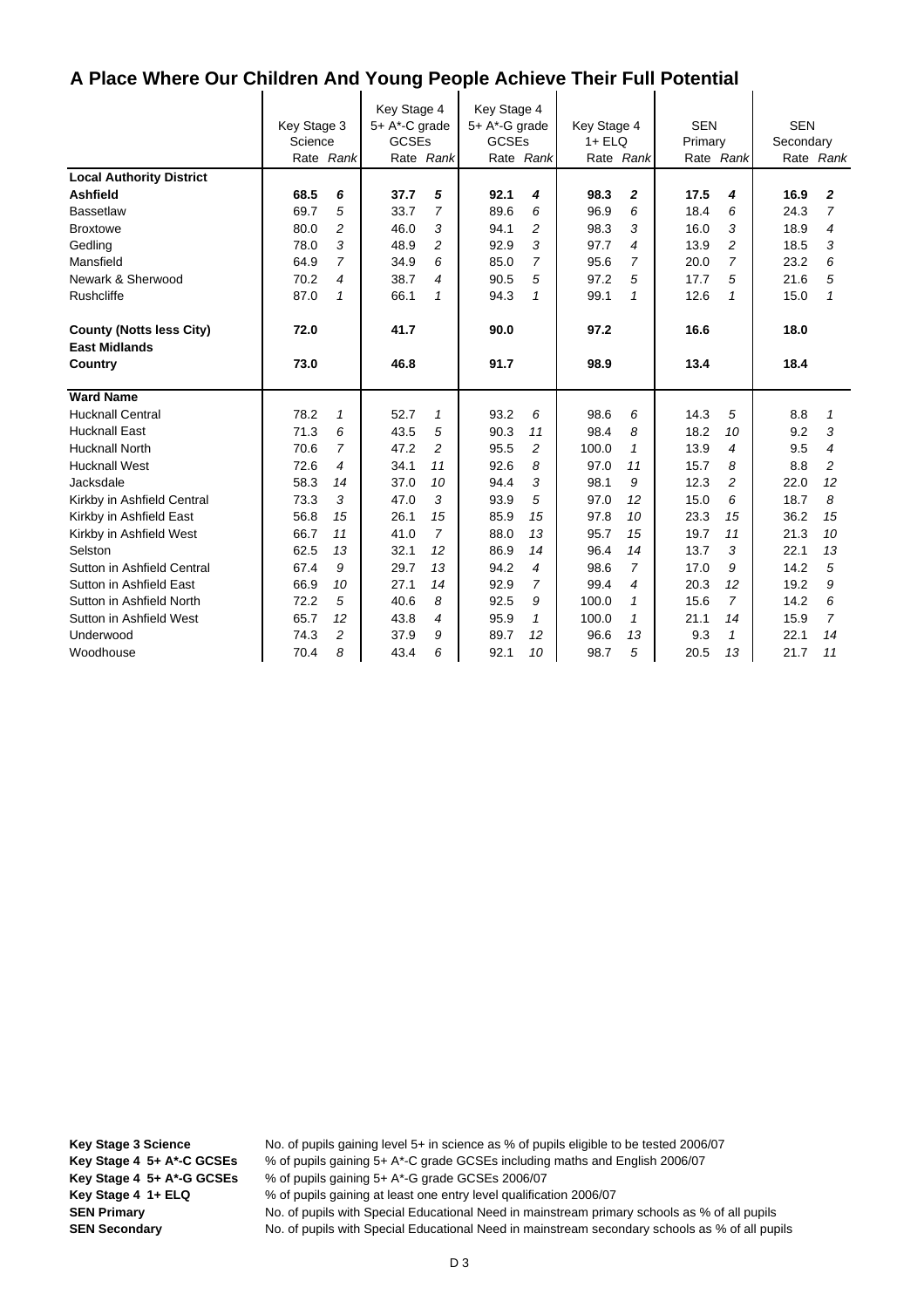# A Place Where Our Children And Young People Achieve Their Full Potential

| | Key Stage 3 Science | | Key Stage 4 5+ A*-C grade GCSEs | | Key Stage 4 5+ A*-G grade GCSEs | | Key Stage 4 1+ ELQ | | SEN Primary | | SEN Secondary | |
|---|---|---|---|---|---|---|---|---|---|---|---|---|
| | Rate | Rank | Rate | Rank | Rate | Rank | Rate | Rank | Rate | Rank | Rate | Rank |
| **Local Authority District** | | | | | | | | | | | | |
| **Ashfield** | **68.5** | ***6*** | **37.7** | ***5*** | **92.1** | ***4*** | **98.3** | ***2*** | **17.5** | ***4*** | **16.9** | ***2*** |
| Bassetlaw | 69.7 | *5* | 33.7 | *7* | 89.6 | *6* | 96.9 | *6* | 18.4 | *6* | 24.3 | *7* |
| Broxtowe | 80.0 | *2* | 46.0 | *3* | 94.1 | *2* | 98.3 | *3* | 16.0 | *3* | 18.9 | *4* |
| Gedling | 78.0 | *3* | 48.9 | *2* | 92.9 | *3* | 97.7 | *4* | 13.9 | *2* | 18.5 | *3* |
| Mansfield | 64.9 | *7* | 34.9 | *6* | 85.0 | *7* | 95.6 | *7* | 20.0 | *7* | 23.2 | *6* |
| Newark & Sherwood | 70.2 | *4* | 38.7 | *4* | 90.5 | *5* | 97.2 | *5* | 17.7 | *5* | 21.6 | *5* |
| Rushcliffe | 87.0 | *1* | 66.1 | *1* | 94.3 | *1* | 99.1 | *1* | 12.6 | *1* | 15.0 | *1* |
| **County (Notts less City)** | **72.0** | | **41.7** | | **90.0** | | **97.2** | | **16.6** | | **18.0** | |
| **East Midlands** | | | | | | | | | | | | |
| **Country** | **73.0** | | **46.8** | | **91.7** | | **98.9** | | **13.4** | | **18.4** | |
| **Ward Name** | | | | | | | | | | | | |
| Hucknall Central | 78.2 | *1* | 52.7 | *1* | 93.2 | *6* | 98.6 | *6* | 14.3 | *5* | 8.8 | *1* |
| Hucknall East | 71.3 | *6* | 43.5 | *5* | 90.3 | *11* | 98.4 | *8* | 18.2 | *10* | 9.2 | *3* |
| Hucknall North | 70.6 | *7* | 47.2 | *2* | 95.5 | *2* | 100.0 | *1* | 13.9 | *4* | 9.5 | *4* |
| Hucknall West | 72.6 | *4* | 34.1 | *11* | 92.6 | *8* | 97.0 | *11* | 15.7 | *8* | 8.8 | *2* |
| Jacksdale | 58.3 | *14* | 37.0 | *10* | 94.4 | *3* | 98.1 | *9* | 12.3 | *2* | 22.0 | *12* |
| Kirkby in Ashfield Central | 73.3 | *3* | 47.0 | *3* | 93.9 | *5* | 97.0 | *12* | 15.0 | *6* | 18.7 | *8* |
| Kirkby in Ashfield East | 56.8 | *15* | 26.1 | *15* | 85.9 | *15* | 97.8 | *10* | 23.3 | *15* | 36.2 | *15* |
| Kirkby in Ashfield West | 66.7 | *11* | 41.0 | *7* | 88.0 | *13* | 95.7 | *15* | 19.7 | *11* | 21.3 | *10* |
| Selston | 62.5 | *13* | 32.1 | *12* | 86.9 | *14* | 96.4 | *14* | 13.7 | *3* | 22.1 | *13* |
| Sutton in Ashfield Central | 67.4 | *9* | 29.7 | *13* | 94.2 | *4* | 98.6 | *7* | 17.0 | *9* | 14.2 | *5* |
| Sutton in Ashfield East | 66.9 | *10* | 27.1 | *14* | 92.9 | *7* | 99.4 | *4* | 20.3 | *12* | 19.2 | *9* |
| Sutton in Ashfield North | 72.2 | *5* | 40.6 | *8* | 92.5 | *9* | 100.0 | *1* | 15.6 | *7* | 14.2 | *6* |
| Sutton in Ashfield West | 65.7 | *12* | 43.8 | *4* | 95.9 | *1* | 100.0 | *1* | 21.1 | *14* | 15.9 | *7* |
| Underwood | 74.3 | *2* | 37.9 | *9* | 89.7 | *12* | 96.6 | *13* | 9.3 | *1* | 22.1 | *14* |
| Woodhouse | 70.4 | *8* | 43.4 | *6* | 92.1 | *10* | 98.7 | *5* | 20.5 | *13* | 21.7 | *11* |

**Key Stage 3 Science** No. of pupils gaining level 5+ in science as % of pupils eligible to be tested 2006/07
**Key Stage 4 5+ A*-C GCSEs** % of pupils gaining 5+ A*-C grade GCSEs including maths and English 2006/07
**Key Stage 4 5+ A*-G GCSEs** % of pupils gaining 5+ A*-G grade GCSEs 2006/07
**Key Stage 4 1+ ELQ** % of pupils gaining at least one entry level qualification 2006/07
**SEN Primary** No. of pupils with Special Educational Need in mainstream primary schools as % of all pupils
**SEN Secondary** No. of pupils with Special Educational Need in mainstream secondary schools as % of all pupils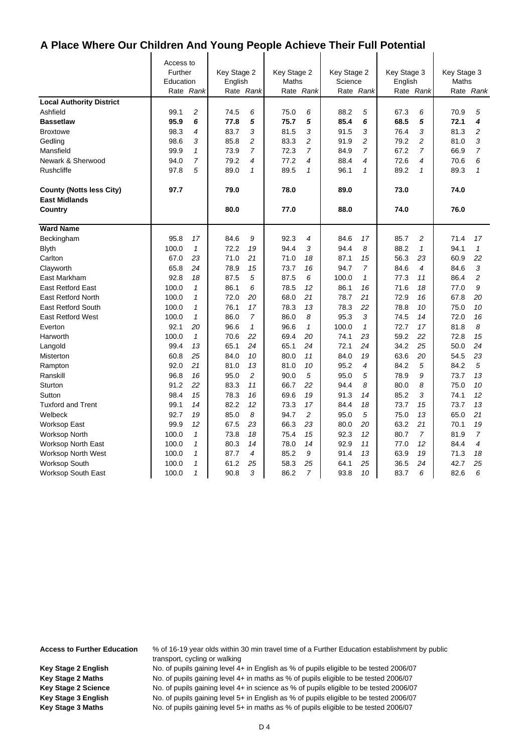# A Place Where Our Children And Young People Achieve Their Full Potential

| | Access to Further Education | | Key Stage 2 English | | Key Stage 2 Maths | | Key Stage 2 Science | | Key Stage 3 English | | Key Stage 3 Maths | |
|---|---|---|---|---|---|---|---|---|---|---|---|---|
| | Rate | Rank | Rate | Rank | Rate | Rank | Rate | Rank | Rate | Rank | Rate | Rank |
| **Local Authority District** | | | | | | | | | | | | |
| Ashfield | 99.1 | 2 | 74.5 | 6 | 75.0 | 6 | 88.2 | 5 | 67.3 | 6 | 70.9 | 5 |
| **Bassetlaw** | **95.9** | **6** | **77.8** | **5** | **75.7** | **5** | **85.4** | **6** | **68.5** | **5** | **72.1** | **4** |
| Broxtowe | 98.3 | 4 | 83.7 | 3 | 81.5 | 3 | 91.5 | 3 | 76.4 | 3 | 81.3 | 2 |
| Gedling | 98.6 | 3 | 85.8 | 2 | 83.3 | 2 | 91.9 | 2 | 79.2 | 2 | 81.0 | 3 |
| Mansfield | 99.9 | 1 | 73.9 | 7 | 72.3 | 7 | 84.9 | 7 | 67.2 | 7 | 66.9 | 7 |
| Newark & Sherwood | 94.0 | 7 | 79.2 | 4 | 77.2 | 4 | 88.4 | 4 | 72.6 | 4 | 70.6 | 6 |
| Rushcliffe | 97.8 | 5 | 89.0 | 1 | 89.5 | 1 | 96.1 | 1 | 89.2 | 1 | 89.3 | 1 |
| **County (Notts less City)** | **97.7** | | **79.0** | | **78.0** | | **89.0** | | **73.0** | | **74.0** | |
| **East Midlands** | | | | | | | | | | | | |
| **Country** | | | **80.0** | | **77.0** | | **88.0** | | **74.0** | | **76.0** | |
| **Ward Name** | | | | | | | | | | | | |
| Beckingham | 95.8 | 17 | 84.6 | 9 | 92.3 | 4 | 84.6 | 17 | 85.7 | 2 | 71.4 | 17 |
| Blyth | 100.0 | 1 | 72.2 | 19 | 94.4 | 3 | 94.4 | 8 | 88.2 | 1 | 94.1 | 1 |
| Carlton | 67.0 | 23 | 71.0 | 21 | 71.0 | 18 | 87.1 | 15 | 56.3 | 23 | 60.9 | 22 |
| Clayworth | 65.8 | 24 | 78.9 | 15 | 73.7 | 16 | 94.7 | 7 | 84.6 | 4 | 84.6 | 3 |
| East Markham | 92.8 | 18 | 87.5 | 5 | 87.5 | 6 | 100.0 | 1 | 77.3 | 11 | 86.4 | 2 |
| East Retford East | 100.0 | 1 | 86.1 | 6 | 78.5 | 12 | 86.1 | 16 | 71.6 | 18 | 77.0 | 9 |
| East Retford North | 100.0 | 1 | 72.0 | 20 | 68.0 | 21 | 78.7 | 21 | 72.9 | 16 | 67.8 | 20 |
| East Retford South | 100.0 | 1 | 76.1 | 17 | 78.3 | 13 | 78.3 | 22 | 78.8 | 10 | 75.0 | 10 |
| East Retford West | 100.0 | 1 | 86.0 | 7 | 86.0 | 8 | 95.3 | 3 | 74.5 | 14 | 72.0 | 16 |
| Everton | 92.1 | 20 | 96.6 | 1 | 96.6 | 1 | 100.0 | 1 | 72.7 | 17 | 81.8 | 8 |
| Harworth | 100.0 | 1 | 70.6 | 22 | 69.4 | 20 | 74.1 | 23 | 59.2 | 22 | 72.8 | 15 |
| Langold | 99.4 | 13 | 65.1 | 24 | 65.1 | 24 | 72.1 | 24 | 34.2 | 25 | 50.0 | 24 |
| Misterton | 60.8 | 25 | 84.0 | 10 | 80.0 | 11 | 84.0 | 19 | 63.6 | 20 | 54.5 | 23 |
| Rampton | 92.0 | 21 | 81.0 | 13 | 81.0 | 10 | 95.2 | 4 | 84.2 | 5 | 84.2 | 5 |
| Ranskill | 96.8 | 16 | 95.0 | 2 | 90.0 | 5 | 95.0 | 5 | 78.9 | 9 | 73.7 | 13 |
| Sturton | 91.2 | 22 | 83.3 | 11 | 66.7 | 22 | 94.4 | 8 | 80.0 | 8 | 75.0 | 10 |
| Sutton | 98.4 | 15 | 78.3 | 16 | 69.6 | 19 | 91.3 | 14 | 85.2 | 3 | 74.1 | 12 |
| Tuxford and Trent | 99.1 | 14 | 82.2 | 12 | 73.3 | 17 | 84.4 | 18 | 73.7 | 15 | 73.7 | 13 |
| Welbeck | 92.7 | 19 | 85.0 | 8 | 94.7 | 2 | 95.0 | 5 | 75.0 | 13 | 65.0 | 21 |
| Worksop East | 99.9 | 12 | 67.5 | 23 | 66.3 | 23 | 80.0 | 20 | 63.2 | 21 | 70.1 | 19 |
| Worksop North | 100.0 | 1 | 73.8 | 18 | 75.4 | 15 | 92.3 | 12 | 80.7 | 7 | 81.9 | 7 |
| Worksop North East | 100.0 | 1 | 80.3 | 14 | 78.0 | 14 | 92.9 | 11 | 77.0 | 12 | 84.4 | 4 |
| Worksop North West | 100.0 | 1 | 87.7 | 4 | 85.2 | 9 | 91.4 | 13 | 63.9 | 19 | 71.3 | 18 |
| Worksop South | 100.0 | 1 | 61.2 | 25 | 58.3 | 25 | 64.1 | 25 | 36.5 | 24 | 42.7 | 25 |
| Worksop South East | 100.0 | 1 | 90.8 | 3 | 86.2 | 7 | 93.8 | 10 | 83.7 | 6 | 82.6 | 6 |

**Access to Further Education** % of 16-19 year olds within 30 min travel time of a Further Education establishment by public transport, cycling or walking

**Key Stage 2 English** No. of pupils gaining level 4+ in English as % of pupils eligible to be tested 2006/07

**Key Stage 2 Maths** No. of pupils gaining level 4+ in maths as % of pupils eligible to be tested 2006/07

**Key Stage 2 Science** No. of pupils gaining level 4+ in science as % of pupils eligible to be tested 2006/07

**Key Stage 3 English** No. of pupils gaining level 5+ in English as % of pupils eligible to be tested 2006/07

**Key Stage 3 Maths** No. of pupils gaining level 5+ in maths as % of pupils eligible to be tested 2006/07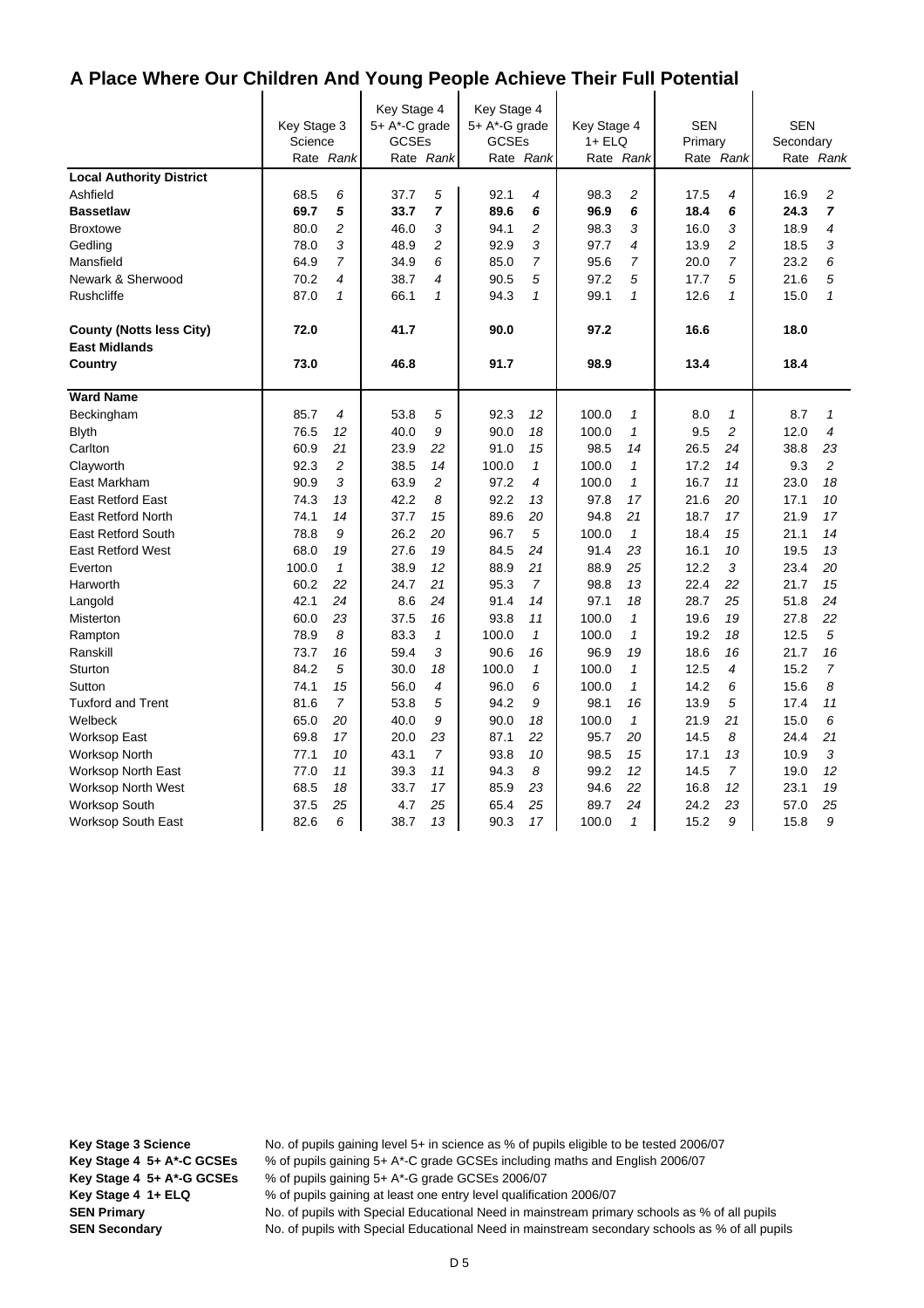# A Place Where Our Children And Young People Achieve Their Full Potential

| | Key Stage 3 Science | | Key Stage 4 5+ A*-C grade GCSEs | | Key Stage 4 5+ A*-G grade GCSEs | | Key Stage 4 1+ ELQ | | SEN Primary | | SEN Secondary | |
|---|---|---|---|---|---|---|---|---|---|---|---|---|
| | Rate | *Rank* | Rate | *Rank* | Rate | *Rank* | Rate | *Rank* | Rate | *Rank* | Rate | *Rank* |
| **Local Authority District** | | | | | | | | | | | | |
| Ashfield | 68.5 | *6* | 37.7 | *5* | 92.1 | *4* | 98.3 | *2* | 17.5 | *4* | 16.9 | *2* |
| **Bassetlaw** | **69.7** | ***5*** | **33.7** | ***7*** | **89.6** | ***6*** | **96.9** | ***6*** | **18.4** | ***6*** | **24.3** | ***7*** |
| Broxtowe | 80.0 | *2* | 46.0 | *3* | 94.1 | *2* | 98.3 | *3* | 16.0 | *3* | 18.9 | *4* |
| Gedling | 78.0 | *3* | 48.9 | *2* | 92.9 | *3* | 97.7 | *4* | 13.9 | *2* | 18.5 | *3* |
| Mansfield | 64.9 | *7* | 34.9 | *6* | 85.0 | *7* | 95.6 | *7* | 20.0 | *7* | 23.2 | *6* |
| Newark & Sherwood | 70.2 | *4* | 38.7 | *4* | 90.5 | *5* | 97.2 | *5* | 17.7 | *5* | 21.6 | *5* |
| Rushcliffe | 87.0 | *1* | 66.1 | *1* | 94.3 | *1* | 99.1 | *1* | 12.6 | *1* | 15.0 | *1* |
| **County (Notts less City)** | **72.0** | | **41.7** | | **90.0** | | **97.2** | | **16.6** | | **18.0** | |
| **East Midlands** | | | | | | | | | | | | |
| **Country** | **73.0** | | **46.8** | | **91.7** | | **98.9** | | **13.4** | | **18.4** | |
| **Ward Name** | | | | | | | | | | | | |
| Beckingham | 85.7 | *4* | 53.8 | *5* | 92.3 | *12* | 100.0 | *1* | 8.0 | *1* | 8.7 | *1* |
| Blyth | 76.5 | *12* | 40.0 | *9* | 90.0 | *18* | 100.0 | *1* | 9.5 | *2* | 12.0 | *4* |
| Carlton | 60.9 | *21* | 23.9 | *22* | 91.0 | *15* | 98.5 | *14* | 26.5 | *24* | 38.8 | *23* |
| Clayworth | 92.3 | *2* | 38.5 | *14* | 100.0 | *1* | 100.0 | *1* | 17.2 | *14* | 9.3 | *2* |
| East Markham | 90.9 | *3* | 63.9 | *2* | 97.2 | *4* | 100.0 | *1* | 16.7 | *11* | 23.0 | *18* |
| East Retford East | 74.3 | *13* | 42.2 | *8* | 92.2 | *13* | 97.8 | *17* | 21.6 | *20* | 17.1 | *10* |
| East Retford North | 74.1 | *14* | 37.7 | *15* | 89.6 | *20* | 94.8 | *21* | 18.7 | *17* | 21.9 | *17* |
| East Retford South | 78.8 | *9* | 26.2 | *20* | 96.7 | *5* | 100.0 | *1* | 18.4 | *15* | 21.1 | *14* |
| East Retford West | 68.0 | *19* | 27.6 | *19* | 84.5 | *24* | 91.4 | *23* | 16.1 | *10* | 19.5 | *13* |
| Everton | 100.0 | *1* | 38.9 | *12* | 88.9 | *21* | 88.9 | *25* | 12.2 | *3* | 23.4 | *20* |
| Harworth | 60.2 | *22* | 24.7 | *21* | 95.3 | *7* | 98.8 | *13* | 22.4 | *22* | 21.7 | *15* |
| Langold | 42.1 | *24* | 8.6 | *24* | 91.4 | *14* | 97.1 | *18* | 28.7 | *25* | 51.8 | *24* |
| Misterton | 60.0 | *23* | 37.5 | *16* | 93.8 | *11* | 100.0 | *1* | 19.6 | *19* | 27.8 | *22* |
| Rampton | 78.9 | *8* | 83.3 | *1* | 100.0 | *1* | 100.0 | *1* | 19.2 | *18* | 12.5 | *5* |
| Ranskill | 73.7 | *16* | 59.4 | *3* | 90.6 | *16* | 96.9 | *19* | 18.6 | *16* | 21.7 | *16* |
| Sturton | 84.2 | *5* | 30.0 | *18* | 100.0 | *1* | 100.0 | *1* | 12.5 | *4* | 15.2 | *7* |
| Sutton | 74.1 | *15* | 56.0 | *4* | 96.0 | *6* | 100.0 | *1* | 14.2 | *6* | 15.6 | *8* |
| Tuxford and Trent | 81.6 | *7* | 53.8 | *5* | 94.2 | *9* | 98.1 | *16* | 13.9 | *5* | 17.4 | *11* |
| Welbeck | 65.0 | *20* | 40.0 | *9* | 90.0 | *18* | 100.0 | *1* | 21.9 | *21* | 15.0 | *6* |
| Worksop East | 69.8 | *17* | 20.0 | *23* | 87.1 | *22* | 95.7 | *20* | 14.5 | *8* | 24.4 | *21* |
| Worksop North | 77.1 | *10* | 43.1 | *7* | 93.8 | *10* | 98.5 | *15* | 17.1 | *13* | 10.9 | *3* |
| Worksop North East | 77.0 | *11* | 39.3 | *11* | 94.3 | *8* | 99.2 | *12* | 14.5 | *7* | 19.0 | *12* |
| Worksop North West | 68.5 | *18* | 33.7 | *17* | 85.9 | *23* | 94.6 | *22* | 16.8 | *12* | 23.1 | *19* |
| Worksop South | 37.5 | *25* | 4.7 | *25* | 65.4 | *25* | 89.7 | *24* | 24.2 | *23* | 57.0 | *25* |
| Worksop South East | 82.6 | *6* | 38.7 | *13* | 90.3 | *17* | 100.0 | *1* | 15.2 | *9* | 15.8 | *9* |

**Key Stage 3 Science** No. of pupils gaining level 5+ in science as % of pupils eligible to be tested 2006/07
**Key Stage 4 5+ A*-C GCSEs** % of pupils gaining 5+ A*-C grade GCSEs including maths and English 2006/07
**Key Stage 4 5+ A*-G GCSEs** % of pupils gaining 5+ A*-G grade GCSEs 2006/07
**Key Stage 4 1+ ELQ** % of pupils gaining at least one entry level qualification 2006/07
**SEN Primary** No. of pupils with Special Educational Need in mainstream primary schools as % of all pupils
**SEN Secondary** No. of pupils with Special Educational Need in mainstream secondary schools as % of all pupils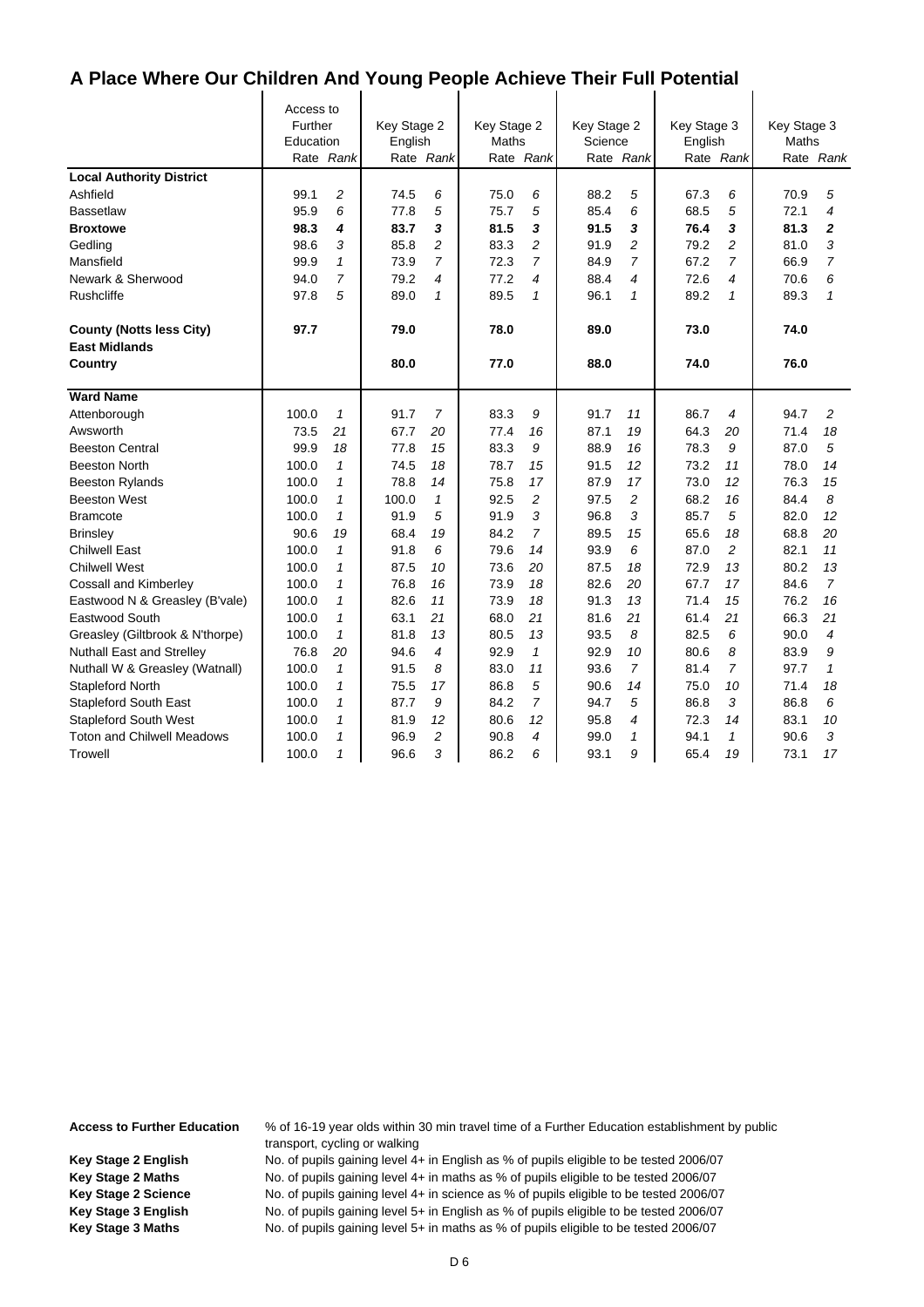# A Place Where Our Children And Young People Achieve Their Full Potential

| | Access to Further Education | | Key Stage 2 English | | Key Stage 2 Maths | | Key Stage 2 Science | | Key Stage 3 English | | Key Stage 3 Maths | |
|---|---|---|---|---|---|---|---|---|---|---|---|---|
| | Rate | *Rank* | Rate | *Rank* | Rate | *Rank* | Rate | *Rank* | Rate | *Rank* | Rate | *Rank* |
| **Local Authority District** | | | | | | | | | | | | |
| Ashfield | 99.1 | *2* | 74.5 | *6* | 75.0 | *6* | 88.2 | *5* | 67.3 | *6* | 70.9 | *5* |
| Bassetlaw | 95.9 | *6* | 77.8 | *5* | 75.7 | *5* | 85.4 | *6* | 68.5 | *5* | 72.1 | *4* |
| **Broxtowe** | **98.3** | ***4*** | **83.7** | ***3*** | **81.5** | ***3*** | **91.5** | ***3*** | **76.4** | ***3*** | **81.3** | ***2*** |
| Gedling | 98.6 | *3* | 85.8 | *2* | 83.3 | *2* | 91.9 | *2* | 79.2 | *2* | 81.0 | *3* |
| Mansfield | 99.9 | *1* | 73.9 | *7* | 72.3 | *7* | 84.9 | *7* | 67.2 | *7* | 66.9 | *7* |
| Newark & Sherwood | 94.0 | *7* | 79.2 | *4* | 77.2 | *4* | 88.4 | *4* | 72.6 | *4* | 70.6 | *6* |
| Rushcliffe | 97.8 | *5* | 89.0 | *1* | 89.5 | *1* | 96.1 | *1* | 89.2 | *1* | 89.3 | *1* |
| **County (Notts less City)** | **97.7** | | **79.0** | | **78.0** | | **89.0** | | **73.0** | | **74.0** | |
| **East Midlands** | | | | | | | | | | | | |
| **Country** | | | **80.0** | | **77.0** | | **88.0** | | **74.0** | | **76.0** | |
| **Ward Name** | | | | | | | | | | | | |
| Attenborough | 100.0 | *1* | 91.7 | *7* | 83.3 | *9* | 91.7 | *11* | 86.7 | *4* | 94.7 | *2* |
| Awsworth | 73.5 | *21* | 67.7 | *20* | 77.4 | *16* | 87.1 | *19* | 64.3 | *20* | 71.4 | *18* |
| Beeston Central | 99.9 | *18* | 77.8 | *15* | 83.3 | *9* | 88.9 | *16* | 78.3 | *9* | 87.0 | *5* |
| Beeston North | 100.0 | *1* | 74.5 | *18* | 78.7 | *15* | 91.5 | *12* | 73.2 | *11* | 78.0 | *14* |
| Beeston Rylands | 100.0 | *1* | 78.8 | *14* | 75.8 | *17* | 87.9 | *17* | 73.0 | *12* | 76.3 | *15* |
| Beeston West | 100.0 | *1* | 100.0 | *1* | 92.5 | *2* | 97.5 | *2* | 68.2 | *16* | 84.4 | *8* |
| Bramcote | 100.0 | *1* | 91.9 | *5* | 91.9 | *3* | 96.8 | *3* | 85.7 | *5* | 82.0 | *12* |
| Brinsley | 90.6 | *19* | 68.4 | *19* | 84.2 | *7* | 89.5 | *15* | 65.6 | *18* | 68.8 | *20* |
| Chilwell East | 100.0 | *1* | 91.8 | *6* | 79.6 | *14* | 93.9 | *6* | 87.0 | *2* | 82.1 | *11* |
| Chilwell West | 100.0 | *1* | 87.5 | *10* | 73.6 | *20* | 87.5 | *18* | 72.9 | *13* | 80.2 | *13* |
| Cossall and Kimberley | 100.0 | *1* | 76.8 | *16* | 73.9 | *18* | 82.6 | *20* | 67.7 | *17* | 84.6 | *7* |
| Eastwood N & Greasley (B'vale) | 100.0 | *1* | 82.6 | *11* | 73.9 | *18* | 91.3 | *13* | 71.4 | *15* | 76.2 | *16* |
| Eastwood South | 100.0 | *1* | 63.1 | *21* | 68.0 | *21* | 81.6 | *21* | 61.4 | *21* | 66.3 | *21* |
| Greasley (Giltbrook & N'thorpe) | 100.0 | *1* | 81.8 | *13* | 80.5 | *13* | 93.5 | *8* | 82.5 | *6* | 90.0 | *4* |
| Nuthall East and Strelley | 76.8 | *20* | 94.6 | *4* | 92.9 | *1* | 92.9 | *10* | 80.6 | *8* | 83.9 | *9* |
| Nuthall W & Greasley (Watnall) | 100.0 | *1* | 91.5 | *8* | 83.0 | *11* | 93.6 | *7* | 81.4 | *7* | 97.7 | *1* |
| Stapleford North | 100.0 | *1* | 75.5 | *17* | 86.8 | *5* | 90.6 | *14* | 75.0 | *10* | 71.4 | *18* |
| Stapleford South East | 100.0 | *1* | 87.7 | *9* | 84.2 | *7* | 94.7 | *5* | 86.8 | *3* | 86.8 | *6* |
| Stapleford South West | 100.0 | *1* | 81.9 | *12* | 80.6 | *12* | 95.8 | *4* | 72.3 | *14* | 83.1 | *10* |
| Toton and Chilwell Meadows | 100.0 | *1* | 96.9 | *2* | 90.8 | *4* | 99.0 | *1* | 94.1 | *1* | 90.6 | *3* |
| Trowell | 100.0 | *1* | 96.6 | *3* | 86.2 | *6* | 93.1 | *9* | 65.4 | *19* | 73.1 | *17* |

**Access to Further Education** % of 16-19 year olds within 30 min travel time of a Further Education establishment by public transport, cycling or walking
**Key Stage 2 English** No. of pupils gaining level 4+ in English as % of pupils eligible to be tested 2006/07
**Key Stage 2 Maths** No. of pupils gaining level 4+ in maths as % of pupils eligible to be tested 2006/07
**Key Stage 2 Science** No. of pupils gaining level 4+ in science as % of pupils eligible to be tested 2006/07
**Key Stage 3 English** No. of pupils gaining level 5+ in English as % of pupils eligible to be tested 2006/07
**Key Stage 3 Maths** No. of pupils gaining level 5+ in maths as % of pupils eligible to be tested 2006/07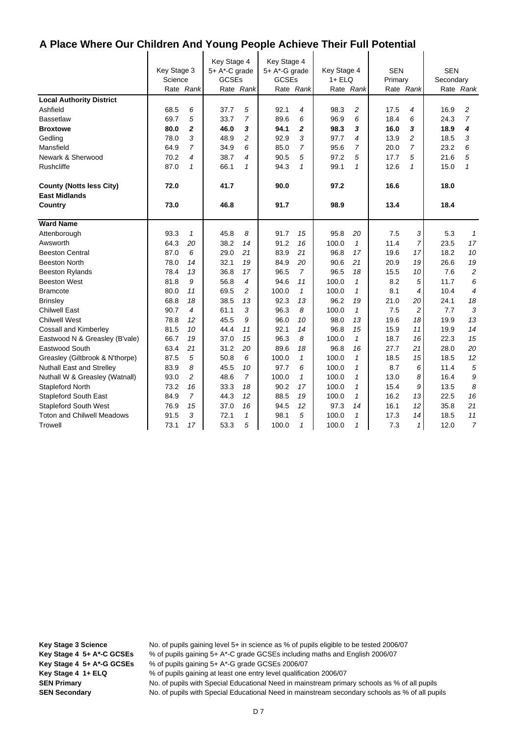# A Place Where Our Children And Young People Achieve Their Full Potential

| | Key Stage 3 Science | | Key Stage 4 5+ A*-C grade GCSEs | | Key Stage 4 5+ A*-G grade GCSEs | | Key Stage 4 1+ ELQ | | SEN Primary | | SEN Secondary | |
|---|---|---|---|---|---|---|---|---|---|---|---|---|
| | Rate | *Rank* | Rate | *Rank* | Rate | *Rank* | Rate | *Rank* | Rate | *Rank* | Rate | *Rank* |
| **Local Authority District** | | | | | | | | | | | | |
| Ashfield | 68.5 | *6* | 37.7 | *5* | 92.1 | *4* | 98.3 | *2* | 17.5 | *4* | 16.9 | *2* |
| Bassetlaw | 69.7 | *5* | 33.7 | *7* | 89.6 | *6* | 96.9 | *6* | 18.4 | *6* | 24.3 | *7* |
| **Broxtowe** | **80.0** | ***2*** | **46.0** | ***3*** | **94.1** | ***2*** | **98.3** | ***3*** | **16.0** | ***3*** | **18.9** | ***4*** |
| Gedling | 78.0 | *3* | 48.9 | *2* | 92.9 | *3* | 97.7 | *4* | 13.9 | *2* | 18.5 | *3* |
| Mansfield | 64.9 | *7* | 34.9 | *6* | 85.0 | *7* | 95.6 | *7* | 20.0 | *7* | 23.2 | *6* |
| Newark & Sherwood | 70.2 | *4* | 38.7 | *4* | 90.5 | *5* | 97.2 | *5* | 17.7 | *5* | 21.6 | *5* |
| Rushcliffe | 87.0 | *1* | 66.1 | *1* | 94.3 | *1* | 99.1 | *1* | 12.6 | *1* | 15.0 | *1* |
| **County (Notts less City)** | **72.0** | | **41.7** | | **90.0** | | **97.2** | | **16.6** | | **18.0** | |
| **East Midlands** | | | | | | | | | | | | |
| **Country** | **73.0** | | **46.8** | | **91.7** | | **98.9** | | **13.4** | | **18.4** | |
| **Ward Name** | | | | | | | | | | | | |
| Attenborough | 93.3 | *1* | 45.8 | *8* | 91.7 | *15* | 95.8 | *20* | 7.5 | *3* | 5.3 | *1* |
| Awsworth | 64.3 | *20* | 38.2 | *14* | 91.2 | *16* | 100.0 | *1* | 11.4 | *7* | 23.5 | *17* |
| Beeston Central | 87.0 | *6* | 29.0 | *21* | 83.9 | *21* | 96.8 | *17* | 19.6 | *17* | 18.2 | *10* |
| Beeston North | 78.0 | *14* | 32.1 | *19* | 84.9 | *20* | 90.6 | *21* | 20.9 | *19* | 26.6 | *19* |
| Beeston Rylands | 78.4 | *13* | 36.8 | *17* | 96.5 | *7* | 96.5 | *18* | 15.5 | *10* | 7.6 | *2* |
| Beeston West | 81.8 | *9* | 56.8 | *4* | 94.6 | *11* | 100.0 | *1* | 8.2 | *5* | 11.7 | *6* |
| Bramcote | 80.0 | *11* | 69.5 | *2* | 100.0 | *1* | 100.0 | *1* | 8.1 | *4* | 10.4 | *4* |
| Brinsley | 68.8 | *18* | 38.5 | *13* | 92.3 | *13* | 96.2 | *19* | 21.0 | *20* | 24.1 | *18* |
| Chilwell East | 90.7 | *4* | 61.1 | *3* | 96.3 | *8* | 100.0 | *1* | 7.5 | *2* | 7.7 | *3* |
| Chilwell West | 78.8 | *12* | 45.5 | *9* | 96.0 | *10* | 98.0 | *13* | 19.6 | *18* | 19.9 | *13* |
| Cossall and Kimberley | 81.5 | *10* | 44.4 | *11* | 92.1 | *14* | 96.8 | *15* | 15.9 | *11* | 19.9 | *14* |
| Eastwood N & Greasley (B'vale) | 66.7 | *19* | 37.0 | *15* | 96.3 | *8* | 100.0 | *1* | 18.7 | *16* | 22.3 | *15* |
| Eastwood South | 63.4 | *21* | 31.2 | *20* | 89.6 | *18* | 96.8 | *16* | 27.7 | *21* | 28.0 | *20* |
| Greasley (Giltbrook & N'thorpe) | 87.5 | *5* | 50.8 | *6* | 100.0 | *1* | 100.0 | *1* | 18.5 | *15* | 18.5 | *12* |
| Nuthall East and Strelley | 83.9 | *8* | 45.5 | *10* | 97.7 | *6* | 100.0 | *1* | 8.7 | *6* | 11.4 | *5* |
| Nuthall W & Greasley (Watnall) | 93.0 | *2* | 48.6 | *7* | 100.0 | *1* | 100.0 | *1* | 13.0 | *8* | 16.4 | *9* |
| Stapleford North | 73.2 | *16* | 33.3 | *18* | 90.2 | *17* | 100.0 | *1* | 15.4 | *9* | 13.5 | *8* |
| Stapleford South East | 84.9 | *7* | 44.3 | *12* | 88.5 | *19* | 100.0 | *1* | 16.2 | *13* | 22.5 | *16* |
| Stapleford South West | 76.9 | *15* | 37.0 | *16* | 94.5 | *12* | 97.3 | *14* | 16.1 | *12* | 35.8 | *21* |
| Toton and Chilwell Meadows | 91.5 | *3* | 72.1 | *1* | 98.1 | *5* | 100.0 | *1* | 17.3 | *14* | 18.5 | *11* |
| Trowell | 73.1 | *17* | 53.3 | *5* | 100.0 | *1* | 100.0 | *1* | 7.3 | *1* | 12.0 | *7* |

**Key Stage 3 Science** No. of pupils gaining level 5+ in science as % of pupils eligible to be tested 2006/07
**Key Stage 4 5+ A*-C GCSEs** % of pupils gaining 5+ A*-C grade GCSEs including maths and English 2006/07
**Key Stage 4 5+ A*-G GCSEs** % of pupils gaining 5+ A*-G grade GCSEs 2006/07
**Key Stage 4 1+ ELQ** % of pupils gaining at least one entry level qualification 2006/07
**SEN Primary** No. of pupils with Special Educational Need in mainstream primary schools as % of all pupils
**SEN Secondary** No. of pupils with Special Educational Need in mainstream secondary schools as % of all pupils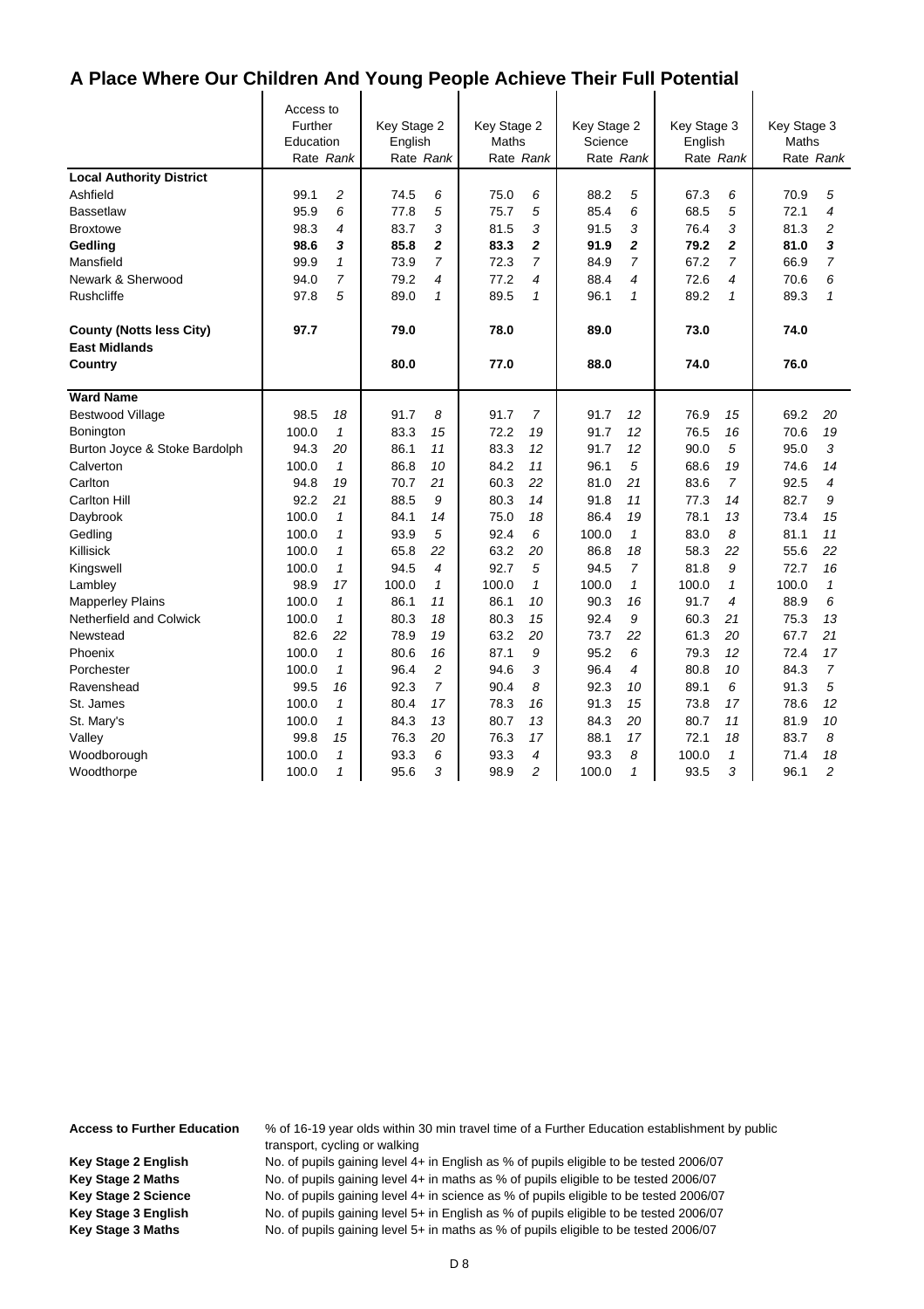# A Place Where Our Children And Young People Achieve Their Full Potential

| | Access to Further Education Rate | Rank | Key Stage 2 English Rate | Rank | Key Stage 2 Maths Rate | Rank | Key Stage 2 Science Rate | Rank | Key Stage 3 English Rate | Rank | Key Stage 3 Maths Rate | Rank |
|---|---|---|---|---|---|---|---|---|---|---|---|---|
| **Local Authority District** | | | | | | | | | | | | |
| Ashfield | 99.1 | *2* | 74.5 | *6* | 75.0 | *6* | 88.2 | *5* | 67.3 | *6* | 70.9 | *5* |
| Bassetlaw | 95.9 | *6* | 77.8 | *5* | 75.7 | *5* | 85.4 | *6* | 68.5 | *5* | 72.1 | *4* |
| Broxtowe | 98.3 | *4* | 83.7 | *3* | 81.5 | *3* | 91.5 | *3* | 76.4 | *3* | 81.3 | *2* |
| **Gedling** | **98.6** | ***3*** | **85.8** | ***2*** | **83.3** | ***2*** | **91.9** | ***2*** | **79.2** | ***2*** | **81.0** | ***3*** |
| Mansfield | 99.9 | *1* | 73.9 | *7* | 72.3 | *7* | 84.9 | *7* | 67.2 | *7* | 66.9 | *7* |
| Newark & Sherwood | 94.0 | *7* | 79.2 | *4* | 77.2 | *4* | 88.4 | *4* | 72.6 | *4* | 70.6 | *6* |
| Rushcliffe | 97.8 | *5* | 89.0 | *1* | 89.5 | *1* | 96.1 | *1* | 89.2 | *1* | 89.3 | *1* |
| **County (Notts less City)** | **97.7** | | **79.0** | | **78.0** | | **89.0** | | **73.0** | | **74.0** | |
| **East Midlands** | | | | | | | | | | | | |
| **Country** | | | **80.0** | | **77.0** | | **88.0** | | **74.0** | | **76.0** | |
| **Ward Name** | | | | | | | | | | | | |
| Bestwood Village | 98.5 | *18* | 91.7 | *8* | 91.7 | *7* | 91.7 | *12* | 76.9 | *15* | 69.2 | *20* |
| Bonington | 100.0 | *1* | 83.3 | *15* | 72.2 | *19* | 91.7 | *12* | 76.5 | *16* | 70.6 | *19* |
| Burton Joyce & Stoke Bardolph | 94.3 | *20* | 86.1 | *11* | 83.3 | *12* | 91.7 | *12* | 90.0 | *5* | 95.0 | *3* |
| Calverton | 100.0 | *1* | 86.8 | *10* | 84.2 | *11* | 96.1 | *5* | 68.6 | *19* | 74.6 | *14* |
| Carlton | 94.8 | *19* | 70.7 | *21* | 60.3 | *22* | 81.0 | *21* | 83.6 | *7* | 92.5 | *4* |
| Carlton Hill | 92.2 | *21* | 88.5 | *9* | 80.3 | *14* | 91.8 | *11* | 77.3 | *14* | 82.7 | *9* |
| Daybrook | 100.0 | *1* | 84.1 | *14* | 75.0 | *18* | 86.4 | *19* | 78.1 | *13* | 73.4 | *15* |
| Gedling | 100.0 | *1* | 93.9 | *5* | 92.4 | *6* | 100.0 | *1* | 83.0 | *8* | 81.1 | *11* |
| Killisick | 100.0 | *1* | 65.8 | *22* | 63.2 | *20* | 86.8 | *18* | 58.3 | *22* | 55.6 | *22* |
| Kingswell | 100.0 | *1* | 94.5 | *4* | 92.7 | *5* | 94.5 | *7* | 81.8 | *9* | 72.7 | *16* |
| Lambley | 98.9 | *17* | 100.0 | *1* | 100.0 | *1* | 100.0 | *1* | 100.0 | *1* | 100.0 | *1* |
| Mapperley Plains | 100.0 | *1* | 86.1 | *11* | 86.1 | *10* | 90.3 | *16* | 91.7 | *4* | 88.9 | *6* |
| Netherfield and Colwick | 100.0 | *1* | 80.3 | *18* | 80.3 | *15* | 92.4 | *9* | 60.3 | *21* | 75.3 | *13* |
| Newstead | 82.6 | *22* | 78.9 | *19* | 63.2 | *20* | 73.7 | *22* | 61.3 | *20* | 67.7 | *21* |
| Phoenix | 100.0 | *1* | 80.6 | *16* | 87.1 | *9* | 95.2 | *6* | 79.3 | *12* | 72.4 | *17* |
| Porchester | 100.0 | *1* | 96.4 | *2* | 94.6 | *3* | 96.4 | *4* | 80.8 | *10* | 84.3 | *7* |
| Ravenshead | 99.5 | *16* | 92.3 | *7* | 90.4 | *8* | 92.3 | *10* | 89.1 | *6* | 91.3 | *5* |
| St. James | 100.0 | *1* | 80.4 | *17* | 78.3 | *16* | 91.3 | *15* | 73.8 | *17* | 78.6 | *12* |
| St. Mary's | 100.0 | *1* | 84.3 | *13* | 80.7 | *13* | 84.3 | *20* | 80.7 | *11* | 81.9 | *10* |
| Valley | 99.8 | *15* | 76.3 | *20* | 76.3 | *17* | 88.1 | *17* | 72.1 | *18* | 83.7 | *8* |
| Woodborough | 100.0 | *1* | 93.3 | *6* | 93.3 | *4* | 93.3 | *8* | 100.0 | *1* | 71.4 | *18* |
| Woodthorpe | 100.0 | *1* | 95.6 | *3* | 98.9 | *2* | 100.0 | *1* | 93.5 | *3* | 96.1 | *2* |

**Access to Further Education** % of 16-19 year olds within 30 min travel time of a Further Education establishment by public transport, cycling or walking

**Key Stage 2 English** No. of pupils gaining level 4+ in English as % of pupils eligible to be tested 2006/07

**Key Stage 2 Maths** No. of pupils gaining level 4+ in maths as % of pupils eligible to be tested 2006/07

**Key Stage 2 Science** No. of pupils gaining level 4+ in science as % of pupils eligible to be tested 2006/07

**Key Stage 3 English** No. of pupils gaining level 5+ in English as % of pupils eligible to be tested 2006/07

**Key Stage 3 Maths** No. of pupils gaining level 5+ in maths as % of pupils eligible to be tested 2006/07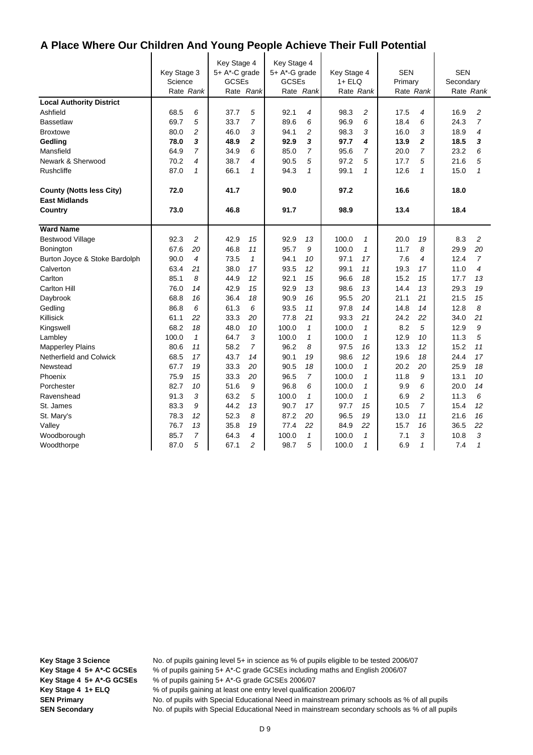# A Place Where Our Children And Young People Achieve Their Full Potential

| | Key Stage 3 Science | | Key Stage 4 5+ A*-C grade GCSEs | | Key Stage 4 5+ A*-G grade GCSEs | | Key Stage 4 1+ ELQ | | SEN Primary | | SEN Secondary | |
|---|---|---|---|---|---|---|---|---|---|---|---|---|
| | Rate | Rank | Rate | Rank | Rate | Rank | Rate | Rank | Rate | Rank | Rate | Rank |
| **Local Authority District** | | | | | | | | | | | | |
| Ashfield | 68.5 | 6 | 37.7 | 5 | 92.1 | 4 | 98.3 | 2 | 17.5 | 4 | 16.9 | 2 |
| Bassetlaw | 69.7 | 5 | 33.7 | 7 | 89.6 | 6 | 96.9 | 6 | 18.4 | 6 | 24.3 | 7 |
| Broxtowe | 80.0 | 2 | 46.0 | 3 | 94.1 | 2 | 98.3 | 3 | 16.0 | 3 | 18.9 | 4 |
| **Gedling** | **78.0** | **3** | **48.9** | **2** | **92.9** | **3** | **97.7** | **4** | **13.9** | **2** | **18.5** | **3** |
| Mansfield | 64.9 | 7 | 34.9 | 6 | 85.0 | 7 | 95.6 | 7 | 20.0 | 7 | 23.2 | 6 |
| Newark & Sherwood | 70.2 | 4 | 38.7 | 4 | 90.5 | 5 | 97.2 | 5 | 17.7 | 5 | 21.6 | 5 |
| Rushcliffe | 87.0 | 1 | 66.1 | 1 | 94.3 | 1 | 99.1 | 1 | 12.6 | 1 | 15.0 | 1 |
| **County (Notts less City)** | **72.0** | | **41.7** | | **90.0** | | **97.2** | | **16.6** | | **18.0** | |
| **East Midlands** | | | | | | | | | | | | |
| **Country** | **73.0** | | **46.8** | | **91.7** | | **98.9** | | **13.4** | | **18.4** | |
| **Ward Name** | | | | | | | | | | | | |
| Bestwood Village | 92.3 | 2 | 42.9 | 15 | 92.9 | 13 | 100.0 | 1 | 20.0 | 19 | 8.3 | 2 |
| Bonington | 67.6 | 20 | 46.8 | 11 | 95.7 | 9 | 100.0 | 1 | 11.7 | 8 | 29.9 | 20 |
| Burton Joyce & Stoke Bardolph | 90.0 | 4 | 73.5 | 1 | 94.1 | 10 | 97.1 | 17 | 7.6 | 4 | 12.4 | 7 |
| Calverton | 63.4 | 21 | 38.0 | 17 | 93.5 | 12 | 99.1 | 11 | 19.3 | 17 | 11.0 | 4 |
| Carlton | 85.1 | 8 | 44.9 | 12 | 92.1 | 15 | 96.6 | 18 | 15.2 | 15 | 17.7 | 13 |
| Carlton Hill | 76.0 | 14 | 42.9 | 15 | 92.9 | 13 | 98.6 | 13 | 14.4 | 13 | 29.3 | 19 |
| Daybrook | 68.8 | 16 | 36.4 | 18 | 90.9 | 16 | 95.5 | 20 | 21.1 | 21 | 21.5 | 15 |
| Gedling | 86.8 | 6 | 61.3 | 6 | 93.5 | 11 | 97.8 | 14 | 14.8 | 14 | 12.8 | 8 |
| Killisick | 61.1 | 22 | 33.3 | 20 | 77.8 | 21 | 93.3 | 21 | 24.2 | 22 | 34.0 | 21 |
| Kingswell | 68.2 | 18 | 48.0 | 10 | 100.0 | 1 | 100.0 | 1 | 8.2 | 5 | 12.9 | 9 |
| Lambley | 100.0 | 1 | 64.7 | 3 | 100.0 | 1 | 100.0 | 1 | 12.9 | 10 | 11.3 | 5 |
| Mapperley Plains | 80.6 | 11 | 58.2 | 7 | 96.2 | 8 | 97.5 | 16 | 13.3 | 12 | 15.2 | 11 |
| Netherfield and Colwick | 68.5 | 17 | 43.7 | 14 | 90.1 | 19 | 98.6 | 12 | 19.6 | 18 | 24.4 | 17 |
| Newstead | 67.7 | 19 | 33.3 | 20 | 90.5 | 18 | 100.0 | 1 | 20.2 | 20 | 25.9 | 18 |
| Phoenix | 75.9 | 15 | 33.3 | 20 | 96.5 | 7 | 100.0 | 1 | 11.8 | 9 | 13.1 | 10 |
| Porchester | 82.7 | 10 | 51.6 | 9 | 96.8 | 6 | 100.0 | 1 | 9.9 | 6 | 20.0 | 14 |
| Ravenshead | 91.3 | 3 | 63.2 | 5 | 100.0 | 1 | 100.0 | 1 | 6.9 | 2 | 11.3 | 6 |
| St. James | 83.3 | 9 | 44.2 | 13 | 90.7 | 17 | 97.7 | 15 | 10.5 | 7 | 15.4 | 12 |
| St. Mary's | 78.3 | 12 | 52.3 | 8 | 87.2 | 20 | 96.5 | 19 | 13.0 | 11 | 21.6 | 16 |
| Valley | 76.7 | 13 | 35.8 | 19 | 77.4 | 22 | 84.9 | 22 | 15.7 | 16 | 36.5 | 22 |
| Woodborough | 85.7 | 7 | 64.3 | 4 | 100.0 | 1 | 100.0 | 1 | 7.1 | 3 | 10.8 | 3 |
| Woodthorpe | 87.0 | 5 | 67.1 | 2 | 98.7 | 5 | 100.0 | 1 | 6.9 | 1 | 7.4 | 1 |

**Key Stage 3 Science** No. of pupils gaining level 5+ in science as % of pupils eligible to be tested 2006/07
**Key Stage 4 5+ A*-C GCSEs** % of pupils gaining 5+ A*-C grade GCSEs including maths and English 2006/07
**Key Stage 4 5+ A*-G GCSEs** % of pupils gaining 5+ A*-G grade GCSEs 2006/07
**Key Stage 4 1+ ELQ** % of pupils gaining at least one entry level qualification 2006/07
**SEN Primary** No. of pupils with Special Educational Need in mainstream primary schools as % of all pupils
**SEN Secondary** No. of pupils with Special Educational Need in mainstream secondary schools as % of all pupils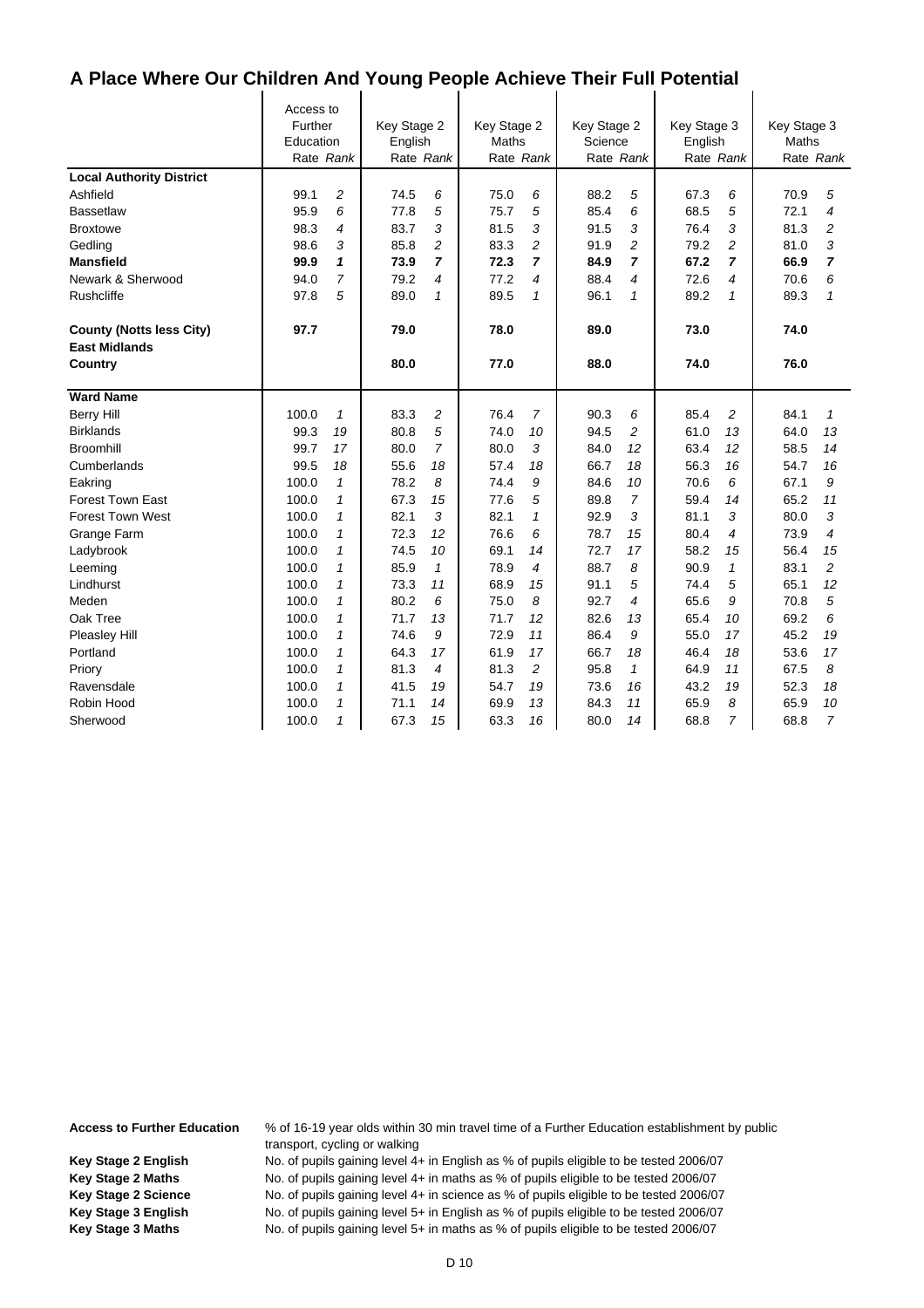# A Place Where Our Children And Young People Achieve Their Full Potential

| | Access to Further Education | | Key Stage 2 English | | Key Stage 2 Maths | | Key Stage 2 Science | | Key Stage 3 English | | Key Stage 3 Maths | |
|---|---|---|---|---|---|---|---|---|---|---|---|---|
| | Rate | Rank | Rate | Rank | Rate | Rank | Rate | Rank | Rate | Rank | Rate | Rank |
| **Local Authority District** | | | | | | | | | | | | |
| Ashfield | 99.1 | 2 | 74.5 | 6 | 75.0 | 6 | 88.2 | 5 | 67.3 | 6 | 70.9 | 5 |
| Bassetlaw | 95.9 | 6 | 77.8 | 5 | 75.7 | 5 | 85.4 | 6 | 68.5 | 5 | 72.1 | 4 |
| Broxtowe | 98.3 | 4 | 83.7 | 3 | 81.5 | 3 | 91.5 | 3 | 76.4 | 3 | 81.3 | 2 |
| Gedling | 98.6 | 3 | 85.8 | 2 | 83.3 | 2 | 91.9 | 2 | 79.2 | 2 | 81.0 | 3 |
| **Mansfield** | **99.9** | **1** | **73.9** | **7** | **72.3** | **7** | **84.9** | **7** | **67.2** | **7** | **66.9** | **7** |
| Newark & Sherwood | 94.0 | 7 | 79.2 | 4 | 77.2 | 4 | 88.4 | 4 | 72.6 | 4 | 70.6 | 6 |
| Rushcliffe | 97.8 | 5 | 89.0 | 1 | 89.5 | 1 | 96.1 | 1 | 89.2 | 1 | 89.3 | 1 |
| **County (Notts less City)** | **97.7** | | **79.0** | | **78.0** | | **89.0** | | **73.0** | | **74.0** | |
| **East Midlands** | | | | | | | | | | | | |
| **Country** | | | **80.0** | | **77.0** | | **88.0** | | **74.0** | | **76.0** | |
| **Ward Name** | | | | | | | | | | | | |
| Berry Hill | 100.0 | 1 | 83.3 | 2 | 76.4 | 7 | 90.3 | 6 | 85.4 | 2 | 84.1 | 1 |
| Birklands | 99.3 | 19 | 80.8 | 5 | 74.0 | 10 | 94.5 | 2 | 61.0 | 13 | 64.0 | 13 |
| Broomhill | 99.7 | 17 | 80.0 | 7 | 80.0 | 3 | 84.0 | 12 | 63.4 | 12 | 58.5 | 14 |
| Cumberlands | 99.5 | 18 | 55.6 | 18 | 57.4 | 18 | 66.7 | 18 | 56.3 | 16 | 54.7 | 16 |
| Eakring | 100.0 | 1 | 78.2 | 8 | 74.4 | 9 | 84.6 | 10 | 70.6 | 6 | 67.1 | 9 |
| Forest Town East | 100.0 | 1 | 67.3 | 15 | 77.6 | 5 | 89.8 | 7 | 59.4 | 14 | 65.2 | 11 |
| Forest Town West | 100.0 | 1 | 82.1 | 3 | 82.1 | 1 | 92.9 | 3 | 81.1 | 3 | 80.0 | 3 |
| Grange Farm | 100.0 | 1 | 72.3 | 12 | 76.6 | 6 | 78.7 | 15 | 80.4 | 4 | 73.9 | 4 |
| Ladybrook | 100.0 | 1 | 74.5 | 10 | 69.1 | 14 | 72.7 | 17 | 58.2 | 15 | 56.4 | 15 |
| Leeming | 100.0 | 1 | 85.9 | 1 | 78.9 | 4 | 88.7 | 8 | 90.9 | 1 | 83.1 | 2 |
| Lindhurst | 100.0 | 1 | 73.3 | 11 | 68.9 | 15 | 91.1 | 5 | 74.4 | 5 | 65.1 | 12 |
| Meden | 100.0 | 1 | 80.2 | 6 | 75.0 | 8 | 92.7 | 4 | 65.6 | 9 | 70.8 | 5 |
| Oak Tree | 100.0 | 1 | 71.7 | 13 | 71.7 | 12 | 82.6 | 13 | 65.4 | 10 | 69.2 | 6 |
| Pleasley Hill | 100.0 | 1 | 74.6 | 9 | 72.9 | 11 | 86.4 | 9 | 55.0 | 17 | 45.2 | 19 |
| Portland | 100.0 | 1 | 64.3 | 17 | 61.9 | 17 | 66.7 | 18 | 46.4 | 18 | 53.6 | 17 |
| Priory | 100.0 | 1 | 81.3 | 4 | 81.3 | 2 | 95.8 | 1 | 64.9 | 11 | 67.5 | 8 |
| Ravensdale | 100.0 | 1 | 41.5 | 19 | 54.7 | 19 | 73.6 | 16 | 43.2 | 19 | 52.3 | 18 |
| Robin Hood | 100.0 | 1 | 71.1 | 14 | 69.9 | 13 | 84.3 | 11 | 65.9 | 8 | 65.9 | 10 |
| Sherwood | 100.0 | 1 | 67.3 | 15 | 63.3 | 16 | 80.0 | 14 | 68.8 | 7 | 68.8 | 7 |

**Access to Further Education** % of 16-19 year olds within 30 min travel time of a Further Education establishment by public transport, cycling or walking

**Key Stage 2 English** No. of pupils gaining level 4+ in English as % of pupils eligible to be tested 2006/07

**Key Stage 2 Maths** No. of pupils gaining level 4+ in maths as % of pupils eligible to be tested 2006/07

**Key Stage 2 Science** No. of pupils gaining level 4+ in science as % of pupils eligible to be tested 2006/07

**Key Stage 3 English** No. of pupils gaining level 5+ in English as % of pupils eligible to be tested 2006/07

**Key Stage 3 Maths** No. of pupils gaining level 5+ in maths as % of pupils eligible to be tested 2006/07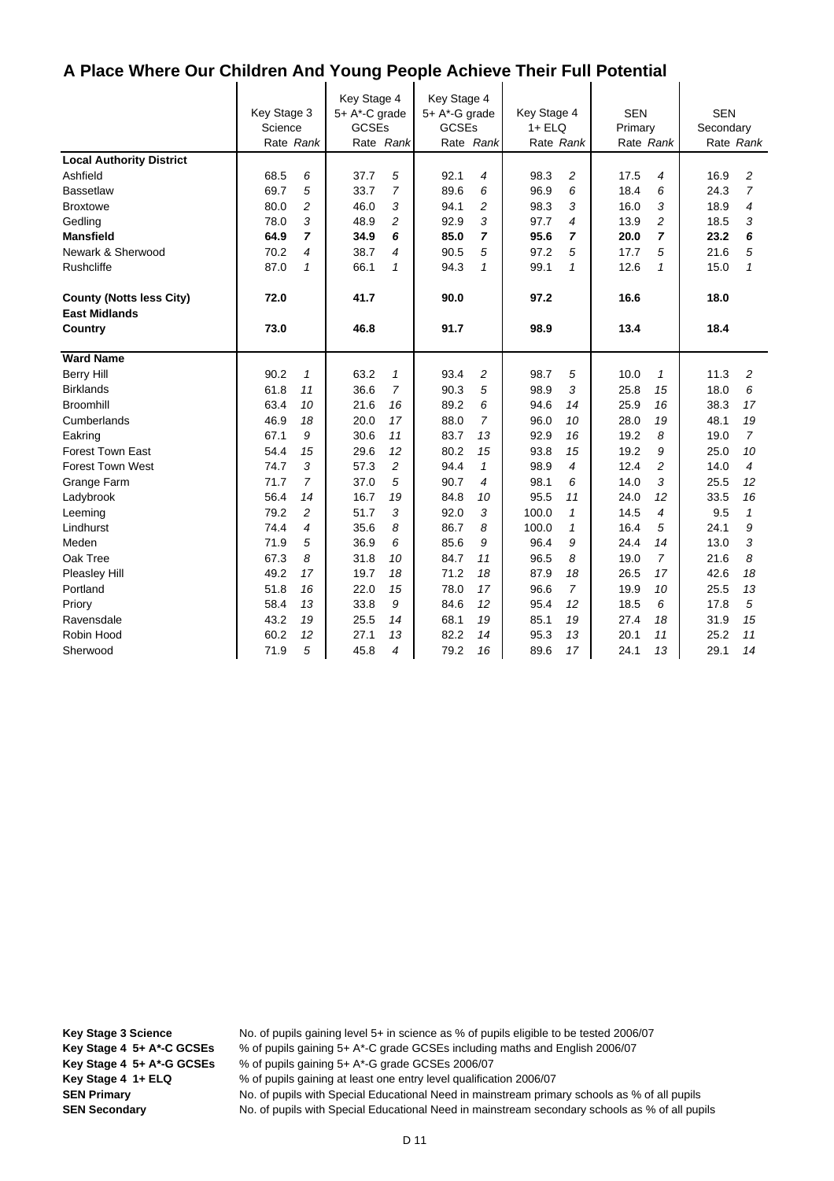# A Place Where Our Children And Young People Achieve Their Full Potential

| | Key Stage 3 Science | | Key Stage 4 5+ A*-C grade GCSEs | | Key Stage 4 5+ A*-G grade GCSEs | | Key Stage 4 1+ ELQ | | SEN Primary | | SEN Secondary | |
|---|---|---|---|---|---|---|---|---|---|---|---|---|
| | Rate | *Rank* | Rate | *Rank* | Rate | *Rank* | Rate | *Rank* | Rate | *Rank* | Rate | *Rank* |
| **Local Authority District** | | | | | | | | | | | | |
| Ashfield | 68.5 | *6* | 37.7 | *5* | 92.1 | *4* | 98.3 | *2* | 17.5 | *4* | 16.9 | *2* |
| Bassetlaw | 69.7 | *5* | 33.7 | *7* | 89.6 | *6* | 96.9 | *6* | 18.4 | *6* | 24.3 | *7* |
| Broxtowe | 80.0 | *2* | 46.0 | *3* | 94.1 | *2* | 98.3 | *3* | 16.0 | *3* | 18.9 | *4* |
| Gedling | 78.0 | *3* | 48.9 | *2* | 92.9 | *3* | 97.7 | *4* | 13.9 | *2* | 18.5 | *3* |
| **Mansfield** | **64.9** | ***7*** | **34.9** | ***6*** | **85.0** | ***7*** | **95.6** | ***7*** | **20.0** | ***7*** | **23.2** | ***6*** |
| Newark & Sherwood | 70.2 | *4* | 38.7 | *4* | 90.5 | *5* | 97.2 | *5* | 17.7 | *5* | 21.6 | *5* |
| Rushcliffe | 87.0 | *1* | 66.1 | *1* | 94.3 | *1* | 99.1 | *1* | 12.6 | *1* | 15.0 | *1* |
| **County (Notts less City)** | **72.0** | | **41.7** | | **90.0** | | **97.2** | | **16.6** | | **18.0** | |
| **East Midlands** | | | | | | | | | | | | |
| **Country** | **73.0** | | **46.8** | | **91.7** | | **98.9** | | **13.4** | | **18.4** | |
| **Ward Name** | | | | | | | | | | | | |
| Berry Hill | 90.2 | *1* | 63.2 | *1* | 93.4 | *2* | 98.7 | *5* | 10.0 | *1* | 11.3 | *2* |
| Birklands | 61.8 | *11* | 36.6 | *7* | 90.3 | *5* | 98.9 | *3* | 25.8 | *15* | 18.0 | *6* |
| Broomhill | 63.4 | *10* | 21.6 | *16* | 89.2 | *6* | 94.6 | *14* | 25.9 | *16* | 38.3 | *17* |
| Cumberlands | 46.9 | *18* | 20.0 | *17* | 88.0 | *7* | 96.0 | *10* | 28.0 | *19* | 48.1 | *19* |
| Eakring | 67.1 | *9* | 30.6 | *11* | 83.7 | *13* | 92.9 | *16* | 19.2 | *8* | 19.0 | *7* |
| Forest Town East | 54.4 | *15* | 29.6 | *12* | 80.2 | *15* | 93.8 | *15* | 19.2 | *9* | 25.0 | *10* |
| Forest Town West | 74.7 | *3* | 57.3 | *2* | 94.4 | *1* | 98.9 | *4* | 12.4 | *2* | 14.0 | *4* |
| Grange Farm | 71.7 | *7* | 37.0 | *5* | 90.7 | *4* | 98.1 | *6* | 14.0 | *3* | 25.5 | *12* |
| Ladybrook | 56.4 | *14* | 16.7 | *19* | 84.8 | *10* | 95.5 | *11* | 24.0 | *12* | 33.5 | *16* |
| Leeming | 79.2 | *2* | 51.7 | *3* | 92.0 | *3* | 100.0 | *1* | 14.5 | *4* | 9.5 | *1* |
| Lindhurst | 74.4 | *4* | 35.6 | *8* | 86.7 | *8* | 100.0 | *1* | 16.4 | *5* | 24.1 | *9* |
| Meden | 71.9 | *5* | 36.9 | *6* | 85.6 | *9* | 96.4 | *9* | 24.4 | *14* | 13.0 | *3* |
| Oak Tree | 67.3 | *8* | 31.8 | *10* | 84.7 | *11* | 96.5 | *8* | 19.0 | *7* | 21.6 | *8* |
| Pleasley Hill | 49.2 | *17* | 19.7 | *18* | 71.2 | *18* | 87.9 | *18* | 26.5 | *17* | 42.6 | *18* |
| Portland | 51.8 | *16* | 22.0 | *15* | 78.0 | *17* | 96.6 | *7* | 19.9 | *10* | 25.5 | *13* |
| Priory | 58.4 | *13* | 33.8 | *9* | 84.6 | *12* | 95.4 | *12* | 18.5 | *6* | 17.8 | *5* |
| Ravensdale | 43.2 | *19* | 25.5 | *14* | 68.1 | *19* | 85.1 | *19* | 27.4 | *18* | 31.9 | *15* |
| Robin Hood | 60.2 | *12* | 27.1 | *13* | 82.2 | *14* | 95.3 | *13* | 20.1 | *11* | 25.2 | *11* |
| Sherwood | 71.9 | *5* | 45.8 | *4* | 79.2 | *16* | 89.6 | *17* | 24.1 | *13* | 29.1 | *14* |

**Key Stage 3 Science** No. of pupils gaining level 5+ in science as % of pupils eligible to be tested 2006/07
**Key Stage 4 5+ A*-C GCSEs** % of pupils gaining 5+ A*-C grade GCSEs including maths and English 2006/07
**Key Stage 4 5+ A*-G GCSEs** % of pupils gaining 5+ A*-G grade GCSEs 2006/07
**Key Stage 4 1+ ELQ** % of pupils gaining at least one entry level qualification 2006/07
**SEN Primary** No. of pupils with Special Educational Need in mainstream primary schools as % of all pupils
**SEN Secondary** No. of pupils with Special Educational Need in mainstream secondary schools as % of all pupils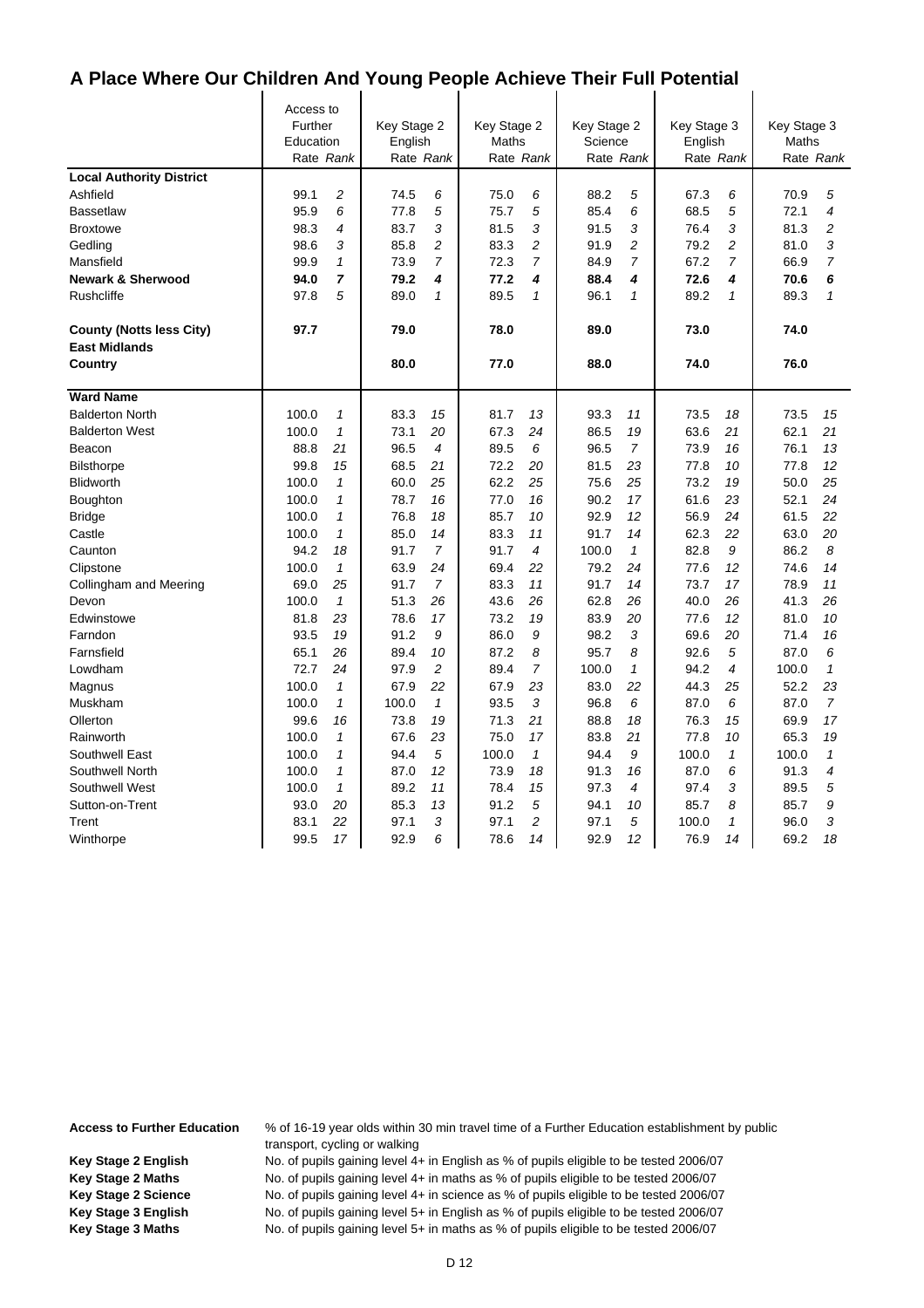# A Place Where Our Children And Young People Achieve Their Full Potential

| | Access to Further Education | | Key Stage 2 English | | Key Stage 2 Maths | | Key Stage 2 Science | | Key Stage 3 English | | Key Stage 3 Maths | |
|---|---|---|---|---|---|---|---|---|---|---|---|---|
| | Rate | *Rank* | Rate | *Rank* | Rate | *Rank* | Rate | *Rank* | Rate | *Rank* | Rate | *Rank* |
| **Local Authority District** | | | | | | | | | | | | |
| Ashfield | 99.1 | *2* | 74.5 | *6* | 75.0 | *6* | 88.2 | *5* | 67.3 | *6* | 70.9 | *5* |
| Bassetlaw | 95.9 | *6* | 77.8 | *5* | 75.7 | *5* | 85.4 | *6* | 68.5 | *5* | 72.1 | *4* |
| Broxtowe | 98.3 | *4* | 83.7 | *3* | 81.5 | *3* | 91.5 | *3* | 76.4 | *3* | 81.3 | *2* |
| Gedling | 98.6 | *3* | 85.8 | *2* | 83.3 | *2* | 91.9 | *2* | 79.2 | *2* | 81.0 | *3* |
| Mansfield | 99.9 | *1* | 73.9 | *7* | 72.3 | *7* | 84.9 | *7* | 67.2 | *7* | 66.9 | *7* |
| **Newark & Sherwood** | **94.0** | ***7*** | **79.2** | ***4*** | **77.2** | ***4*** | **88.4** | ***4*** | **72.6** | ***4*** | **70.6** | ***6*** |
| Rushcliffe | 97.8 | *5* | 89.0 | *1* | 89.5 | *1* | 96.1 | *1* | 89.2 | *1* | 89.3 | *1* |
| **County (Notts less City)** | **97.7** | | **79.0** | | **78.0** | | **89.0** | | **73.0** | | **74.0** | |
| **East Midlands** | | | | | | | | | | | | |
| **Country** | | | **80.0** | | **77.0** | | **88.0** | | **74.0** | | **76.0** | |
| **Ward Name** | | | | | | | | | | | | |
| Balderton North | 100.0 | *1* | 83.3 | *15* | 81.7 | *13* | 93.3 | *11* | 73.5 | *18* | 73.5 | *15* |
| Balderton West | 100.0 | *1* | 73.1 | *20* | 67.3 | *24* | 86.5 | *19* | 63.6 | *21* | 62.1 | *21* |
| Beacon | 88.8 | *21* | 96.5 | *4* | 89.5 | *6* | 96.5 | *7* | 73.9 | *16* | 76.1 | *13* |
| Bilsthorpe | 99.8 | *15* | 68.5 | *21* | 72.2 | *20* | 81.5 | *23* | 77.8 | *10* | 77.8 | *12* |
| Blidworth | 100.0 | *1* | 60.0 | *25* | 62.2 | *25* | 75.6 | *25* | 73.2 | *19* | 50.0 | *25* |
| Boughton | 100.0 | *1* | 78.7 | *16* | 77.0 | *16* | 90.2 | *17* | 61.6 | *23* | 52.1 | *24* |
| Bridge | 100.0 | *1* | 76.8 | *18* | 85.7 | *10* | 92.9 | *12* | 56.9 | *24* | 61.5 | *22* |
| Castle | 100.0 | *1* | 85.0 | *14* | 83.3 | *11* | 91.7 | *14* | 62.3 | *22* | 63.0 | *20* |
| Caunton | 94.2 | *18* | 91.7 | *7* | 91.7 | *4* | 100.0 | *1* | 82.8 | *9* | 86.2 | *8* |
| Clipstone | 100.0 | *1* | 63.9 | *24* | 69.4 | *22* | 79.2 | *24* | 77.6 | *12* | 74.6 | *14* |
| Collingham and Meering | 69.0 | *25* | 91.7 | *7* | 83.3 | *11* | 91.7 | *14* | 73.7 | *17* | 78.9 | *11* |
| Devon | 100.0 | *1* | 51.3 | *26* | 43.6 | *26* | 62.8 | *26* | 40.0 | *26* | 41.3 | *26* |
| Edwinstowe | 81.8 | *23* | 78.6 | *17* | 73.2 | *19* | 83.9 | *20* | 77.6 | *12* | 81.0 | *10* |
| Farndon | 93.5 | *19* | 91.2 | *9* | 86.0 | *9* | 98.2 | *3* | 69.6 | *20* | 71.4 | *16* |
| Farnsfield | 65.1 | *26* | 89.4 | *10* | 87.2 | *8* | 95.7 | *8* | 92.6 | *5* | 87.0 | *6* |
| Lowdham | 72.7 | *24* | 97.9 | *2* | 89.4 | *7* | 100.0 | *1* | 94.2 | *4* | 100.0 | *1* |
| Magnus | 100.0 | *1* | 67.9 | *22* | 67.9 | *23* | 83.0 | *22* | 44.3 | *25* | 52.2 | *23* |
| Muskham | 100.0 | *1* | 100.0 | *1* | 93.5 | *3* | 96.8 | *6* | 87.0 | *6* | 87.0 | *7* |
| Ollerton | 99.6 | *16* | 73.8 | *19* | 71.3 | *21* | 88.8 | *18* | 76.3 | *15* | 69.9 | *17* |
| Rainworth | 100.0 | *1* | 67.6 | *23* | 75.0 | *17* | 83.8 | *21* | 77.8 | *10* | 65.3 | *19* |
| Southwell East | 100.0 | *1* | 94.4 | *5* | 100.0 | *1* | 94.4 | *9* | 100.0 | *1* | 100.0 | *1* |
| Southwell North | 100.0 | *1* | 87.0 | *12* | 73.9 | *18* | 91.3 | *16* | 87.0 | *6* | 91.3 | *4* |
| Southwell West | 100.0 | *1* | 89.2 | *11* | 78.4 | *15* | 97.3 | *4* | 97.4 | *3* | 89.5 | *5* |
| Sutton-on-Trent | 93.0 | *20* | 85.3 | *13* | 91.2 | *5* | 94.1 | *10* | 85.7 | *8* | 85.7 | *9* |
| Trent | 83.1 | *22* | 97.1 | *3* | 97.1 | *2* | 97.1 | *5* | 100.0 | *1* | 96.0 | *3* |
| Winthorpe | 99.5 | *17* | 92.9 | *6* | 78.6 | *14* | 92.9 | *12* | 76.9 | *14* | 69.2 | *18* |

**Access to Further Education** — % of 16-19 year olds within 30 min travel time of a Further Education establishment by public transport, cycling or walking

**Key Stage 2 English** — No. of pupils gaining level 4+ in English as % of pupils eligible to be tested 2006/07

**Key Stage 2 Maths** — No. of pupils gaining level 4+ in maths as % of pupils eligible to be tested 2006/07

**Key Stage 2 Science** — No. of pupils gaining level 4+ in science as % of pupils eligible to be tested 2006/07

**Key Stage 3 English** — No. of pupils gaining level 5+ in English as % of pupils eligible to be tested 2006/07

**Key Stage 3 Maths** — No. of pupils gaining level 5+ in maths as % of pupils eligible to be tested 2006/07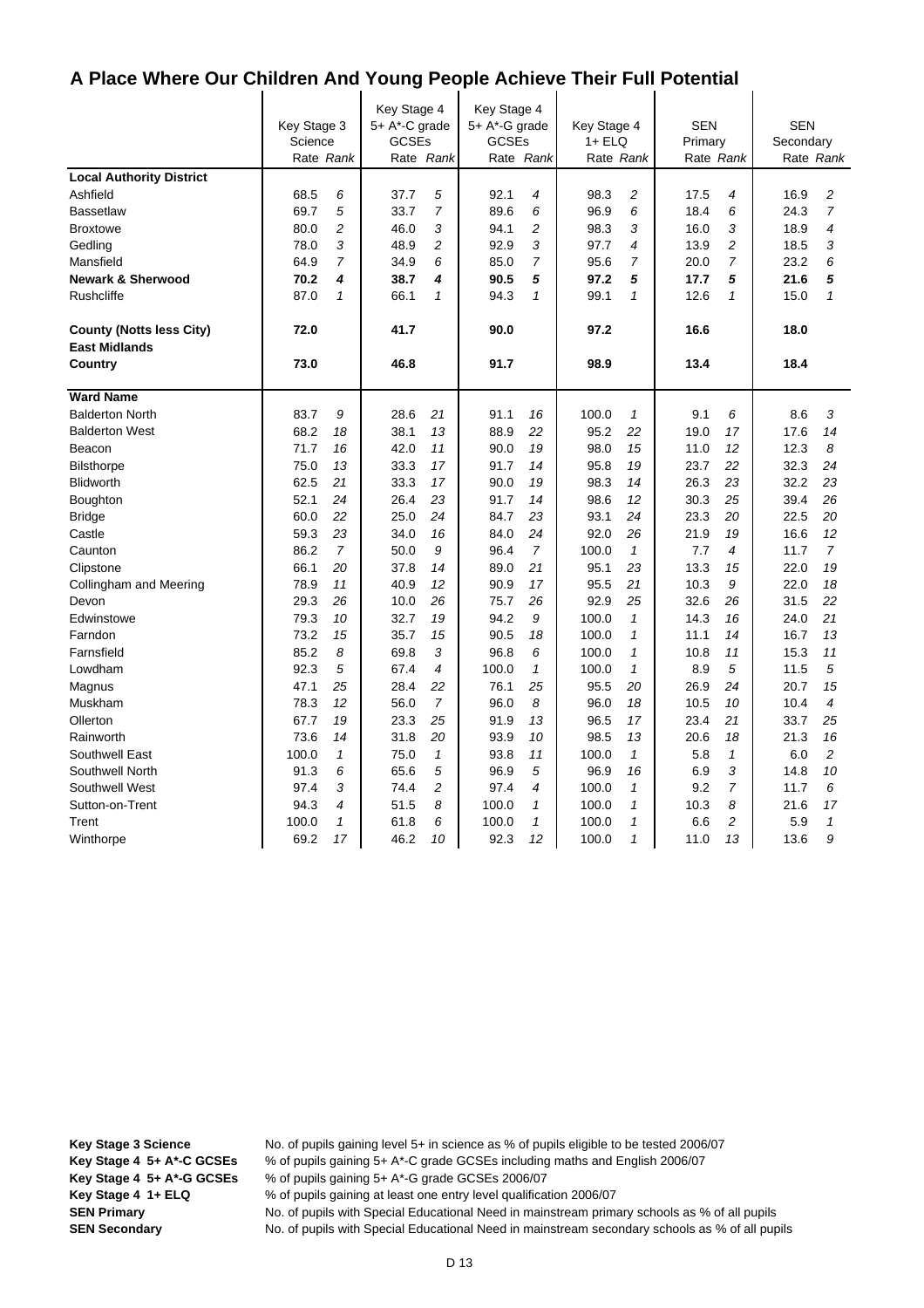## A Place Where Our Children And Young People Achieve Their Full Potential

| | Key Stage 3 Science | | Key Stage 4 5+ A*-C grade GCSEs | | Key Stage 4 5+ A*-G grade GCSEs | | Key Stage 4 1+ ELQ | | SEN Primary | | SEN Secondary | |
|---|---|---|---|---|---|---|---|---|---|---|---|---|
| | Rate | *Rank* | Rate | *Rank* | Rate | *Rank* | Rate | *Rank* | Rate | *Rank* | Rate | *Rank* |
| **Local Authority District** | | | | | | | | | | | | |
| Ashfield | 68.5 | *6* | 37.7 | *5* | 92.1 | *4* | 98.3 | *2* | 17.5 | *4* | 16.9 | *2* |
| Bassetlaw | 69.7 | *5* | 33.7 | *7* | 89.6 | *6* | 96.9 | *6* | 18.4 | *6* | 24.3 | *7* |
| Broxtowe | 80.0 | *2* | 46.0 | *3* | 94.1 | *2* | 98.3 | *3* | 16.0 | *3* | 18.9 | *4* |
| Gedling | 78.0 | *3* | 48.9 | *2* | 92.9 | *3* | 97.7 | *4* | 13.9 | *2* | 18.5 | *3* |
| Mansfield | 64.9 | *7* | 34.9 | *6* | 85.0 | *7* | 95.6 | *7* | 20.0 | *7* | 23.2 | *6* |
| **Newark & Sherwood** | **70.2** | ***4*** | **38.7** | ***4*** | **90.5** | ***5*** | **97.2** | ***5*** | **17.7** | ***5*** | **21.6** | ***5*** |
| Rushcliffe | 87.0 | *1* | 66.1 | *1* | 94.3 | *1* | 99.1 | *1* | 12.6 | *1* | 15.0 | *1* |
| **County (Notts less City)** | **72.0** | | **41.7** | | **90.0** | | **97.2** | | **16.6** | | **18.0** | |
| **East Midlands** | | | | | | | | | | | | |
| **Country** | **73.0** | | **46.8** | | **91.7** | | **98.9** | | **13.4** | | **18.4** | |
| **Ward Name** | | | | | | | | | | | | |
| Balderton North | 83.7 | *9* | 28.6 | *21* | 91.1 | *16* | 100.0 | *1* | 9.1 | *6* | 8.6 | *3* |
| Balderton West | 68.2 | *18* | 38.1 | *13* | 88.9 | *22* | 95.2 | *22* | 19.0 | *17* | 17.6 | *14* |
| Beacon | 71.7 | *16* | 42.0 | *11* | 90.0 | *19* | 98.0 | *15* | 11.0 | *12* | 12.3 | *8* |
| Bilsthorpe | 75.0 | *13* | 33.3 | *17* | 91.7 | *14* | 95.8 | *19* | 23.7 | *22* | 32.3 | *24* |
| Blidworth | 62.5 | *21* | 33.3 | *17* | 90.0 | *19* | 98.3 | *14* | 26.3 | *23* | 32.2 | *23* |
| Boughton | 52.1 | *24* | 26.4 | *23* | 91.7 | *14* | 98.6 | *12* | 30.3 | *25* | 39.4 | *26* |
| Bridge | 60.0 | *22* | 25.0 | *24* | 84.7 | *23* | 93.1 | *24* | 23.3 | *20* | 22.5 | *20* |
| Castle | 59.3 | *23* | 34.0 | *16* | 84.0 | *24* | 92.0 | *26* | 21.9 | *19* | 16.6 | *12* |
| Caunton | 86.2 | *7* | 50.0 | *9* | 96.4 | *7* | 100.0 | *1* | 7.7 | *4* | 11.7 | *7* |
| Clipstone | 66.1 | *20* | 37.8 | *14* | 89.0 | *21* | 95.1 | *23* | 13.3 | *15* | 22.0 | *19* |
| Collingham and Meering | 78.9 | *11* | 40.9 | *12* | 90.9 | *17* | 95.5 | *21* | 10.3 | *9* | 22.0 | *18* |
| Devon | 29.3 | *26* | 10.0 | *26* | 75.7 | *26* | 92.9 | *25* | 32.6 | *26* | 31.5 | *22* |
| Edwinstowe | 79.3 | *10* | 32.7 | *19* | 94.2 | *9* | 100.0 | *1* | 14.3 | *16* | 24.0 | *21* |
| Farndon | 73.2 | *15* | 35.7 | *15* | 90.5 | *18* | 100.0 | *1* | 11.1 | *14* | 16.7 | *13* |
| Farnsfield | 85.2 | *8* | 69.8 | *3* | 96.8 | *6* | 100.0 | *1* | 10.8 | *11* | 15.3 | *11* |
| Lowdham | 92.3 | *5* | 67.4 | *4* | 100.0 | *1* | 100.0 | *1* | 8.9 | *5* | 11.5 | *5* |
| Magnus | 47.1 | *25* | 28.4 | *22* | 76.1 | *25* | 95.5 | *20* | 26.9 | *24* | 20.7 | *15* |
| Muskham | 78.3 | *12* | 56.0 | *7* | 96.0 | *8* | 96.0 | *18* | 10.5 | *10* | 10.4 | *4* |
| Ollerton | 67.7 | *19* | 23.3 | *25* | 91.9 | *13* | 96.5 | *17* | 23.4 | *21* | 33.7 | *25* |
| Rainworth | 73.6 | *14* | 31.8 | *20* | 93.9 | *10* | 98.5 | *13* | 20.6 | *18* | 21.3 | *16* |
| Southwell East | 100.0 | *1* | 75.0 | *1* | 93.8 | *11* | 100.0 | *1* | 5.8 | *1* | 6.0 | *2* |
| Southwell North | 91.3 | *6* | 65.6 | *5* | 96.9 | *5* | 96.9 | *16* | 6.9 | *3* | 14.8 | *10* |
| Southwell West | 97.4 | *3* | 74.4 | *2* | 97.4 | *4* | 100.0 | *1* | 9.2 | *7* | 11.7 | *6* |
| Sutton-on-Trent | 94.3 | *4* | 51.5 | *8* | 100.0 | *1* | 100.0 | *1* | 10.3 | *8* | 21.6 | *17* |
| Trent | 100.0 | *1* | 61.8 | *6* | 100.0 | *1* | 100.0 | *1* | 6.6 | *2* | 5.9 | *1* |
| Winthorpe | 69.2 | *17* | 46.2 | *10* | 92.3 | *12* | 100.0 | *1* | 11.0 | *13* | 13.6 | *9* |

**Key Stage 3 Science** No. of pupils gaining level 5+ in science as % of pupils eligible to be tested 2006/07
**Key Stage 4 5+ A*-C GCSEs** % of pupils gaining 5+ A*-C grade GCSEs including maths and English 2006/07
**Key Stage 4 5+ A*-G GCSEs** % of pupils gaining 5+ A*-G grade GCSEs 2006/07
**Key Stage 4 1+ ELQ** % of pupils gaining at least one entry level qualification 2006/07
**SEN Primary** No. of pupils with Special Educational Need in mainstream primary schools as % of all pupils
**SEN Secondary** No. of pupils with Special Educational Need in mainstream secondary schools as % of all pupils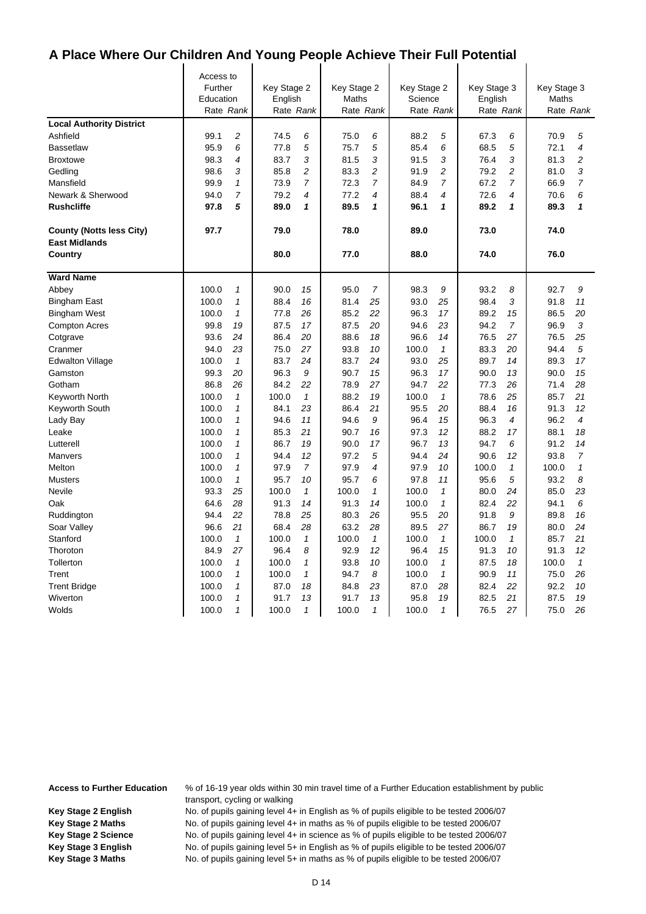# A Place Where Our Children And Young People Achieve Their Full Potential

| | Access to Further Education | | Key Stage 2 English | | Key Stage 2 Maths | | Key Stage 2 Science | | Key Stage 3 English | | Key Stage 3 Maths | |
|---|---|---|---|---|---|---|---|---|---|---|---|---|
| | Rate | Rank | Rate | Rank | Rate | Rank | Rate | Rank | Rate | Rank | Rate | Rank |
| **Local Authority District** | | | | | | | | | | | | |
| Ashfield | 99.1 | 2 | 74.5 | 6 | 75.0 | 6 | 88.2 | 5 | 67.3 | 6 | 70.9 | 5 |
| Bassetlaw | 95.9 | 6 | 77.8 | 5 | 75.7 | 5 | 85.4 | 6 | 68.5 | 5 | 72.1 | 4 |
| Broxtowe | 98.3 | 4 | 83.7 | 3 | 81.5 | 3 | 91.5 | 3 | 76.4 | 3 | 81.3 | 2 |
| Gedling | 98.6 | 3 | 85.8 | 2 | 83.3 | 2 | 91.9 | 2 | 79.2 | 2 | 81.0 | 3 |
| Mansfield | 99.9 | 1 | 73.9 | 7 | 72.3 | 7 | 84.9 | 7 | 67.2 | 7 | 66.9 | 7 |
| Newark & Sherwood | 94.0 | 7 | 79.2 | 4 | 77.2 | 4 | 88.4 | 4 | 72.6 | 4 | 70.6 | 6 |
| **Rushcliffe** | **97.8** | **5** | **89.0** | **1** | **89.5** | **1** | **96.1** | **1** | **89.2** | **1** | **89.3** | **1** |
| **County (Notts less City)** | **97.7** | | **79.0** | | **78.0** | | **89.0** | | **73.0** | | **74.0** | |
| **East Midlands** | | | | | | | | | | | | |
| **Country** | | | **80.0** | | **77.0** | | **88.0** | | **74.0** | | **76.0** | |
| **Ward Name** | | | | | | | | | | | | |
| Abbey | 100.0 | 1 | 90.0 | 15 | 95.0 | 7 | 98.3 | 9 | 93.2 | 8 | 92.7 | 9 |
| Bingham East | 100.0 | 1 | 88.4 | 16 | 81.4 | 25 | 93.0 | 25 | 98.4 | 3 | 91.8 | 11 |
| Bingham West | 100.0 | 1 | 77.8 | 26 | 85.2 | 22 | 96.3 | 17 | 89.2 | 15 | 86.5 | 20 |
| Compton Acres | 99.8 | 19 | 87.5 | 17 | 87.5 | 20 | 94.6 | 23 | 94.2 | 7 | 96.9 | 3 |
| Cotgrave | 93.6 | 24 | 86.4 | 20 | 88.6 | 18 | 96.6 | 14 | 76.5 | 27 | 76.5 | 25 |
| Cranmer | 94.0 | 23 | 75.0 | 27 | 93.8 | 10 | 100.0 | 1 | 83.3 | 20 | 94.4 | 5 |
| Edwalton Village | 100.0 | 1 | 83.7 | 24 | 83.7 | 24 | 93.0 | 25 | 89.7 | 14 | 89.3 | 17 |
| Gamston | 99.3 | 20 | 96.3 | 9 | 90.7 | 15 | 96.3 | 17 | 90.0 | 13 | 90.0 | 15 |
| Gotham | 86.8 | 26 | 84.2 | 22 | 78.9 | 27 | 94.7 | 22 | 77.3 | 26 | 71.4 | 28 |
| Keyworth North | 100.0 | 1 | 100.0 | 1 | 88.2 | 19 | 100.0 | 1 | 78.6 | 25 | 85.7 | 21 |
| Keyworth South | 100.0 | 1 | 84.1 | 23 | 86.4 | 21 | 95.5 | 20 | 88.4 | 16 | 91.3 | 12 |
| Lady Bay | 100.0 | 1 | 94.6 | 11 | 94.6 | 9 | 96.4 | 15 | 96.3 | 4 | 96.2 | 4 |
| Leake | 100.0 | 1 | 85.3 | 21 | 90.7 | 16 | 97.3 | 12 | 88.2 | 17 | 88.1 | 18 |
| Lutterell | 100.0 | 1 | 86.7 | 19 | 90.0 | 17 | 96.7 | 13 | 94.7 | 6 | 91.2 | 14 |
| Manvers | 100.0 | 1 | 94.4 | 12 | 97.2 | 5 | 94.4 | 24 | 90.6 | 12 | 93.8 | 7 |
| Melton | 100.0 | 1 | 97.9 | 7 | 97.9 | 4 | 97.9 | 10 | 100.0 | 1 | 100.0 | 1 |
| Musters | 100.0 | 1 | 95.7 | 10 | 95.7 | 6 | 97.8 | 11 | 95.6 | 5 | 93.2 | 8 |
| Nevile | 93.3 | 25 | 100.0 | 1 | 100.0 | 1 | 100.0 | 1 | 80.0 | 24 | 85.0 | 23 |
| Oak | 64.6 | 28 | 91.3 | 14 | 91.3 | 14 | 100.0 | 1 | 82.4 | 22 | 94.1 | 6 |
| Ruddington | 94.4 | 22 | 78.8 | 25 | 80.3 | 26 | 95.5 | 20 | 91.8 | 9 | 89.8 | 16 |
| Soar Valley | 96.6 | 21 | 68.4 | 28 | 63.2 | 28 | 89.5 | 27 | 86.7 | 19 | 80.0 | 24 |
| Stanford | 100.0 | 1 | 100.0 | 1 | 100.0 | 1 | 100.0 | 1 | 100.0 | 1 | 85.7 | 21 |
| Thoroton | 84.9 | 27 | 96.4 | 8 | 92.9 | 12 | 96.4 | 15 | 91.3 | 10 | 91.3 | 12 |
| Tollerton | 100.0 | 1 | 100.0 | 1 | 93.8 | 10 | 100.0 | 1 | 87.5 | 18 | 100.0 | 1 |
| Trent | 100.0 | 1 | 100.0 | 1 | 94.7 | 8 | 100.0 | 1 | 90.9 | 11 | 75.0 | 26 |
| Trent Bridge | 100.0 | 1 | 87.0 | 18 | 84.8 | 23 | 87.0 | 28 | 82.4 | 22 | 92.2 | 10 |
| Wiverton | 100.0 | 1 | 91.7 | 13 | 91.7 | 13 | 95.8 | 19 | 82.5 | 21 | 87.5 | 19 |
| Wolds | 100.0 | 1 | 100.0 | 1 | 100.0 | 1 | 100.0 | 1 | 76.5 | 27 | 75.0 | 26 |

**Access to Further Education** % of 16-19 year olds within 30 min travel time of a Further Education establishment by public transport, cycling or walking

**Key Stage 2 English** No. of pupils gaining level 4+ in English as % of pupils eligible to be tested 2006/07

**Key Stage 2 Maths** No. of pupils gaining level 4+ in maths as % of pupils eligible to be tested 2006/07

**Key Stage 2 Science** No. of pupils gaining level 4+ in science as % of pupils eligible to be tested 2006/07

**Key Stage 3 English** No. of pupils gaining level 5+ in English as % of pupils eligible to be tested 2006/07

**Key Stage 3 Maths** No. of pupils gaining level 5+ in maths as % of pupils eligible to be tested 2006/07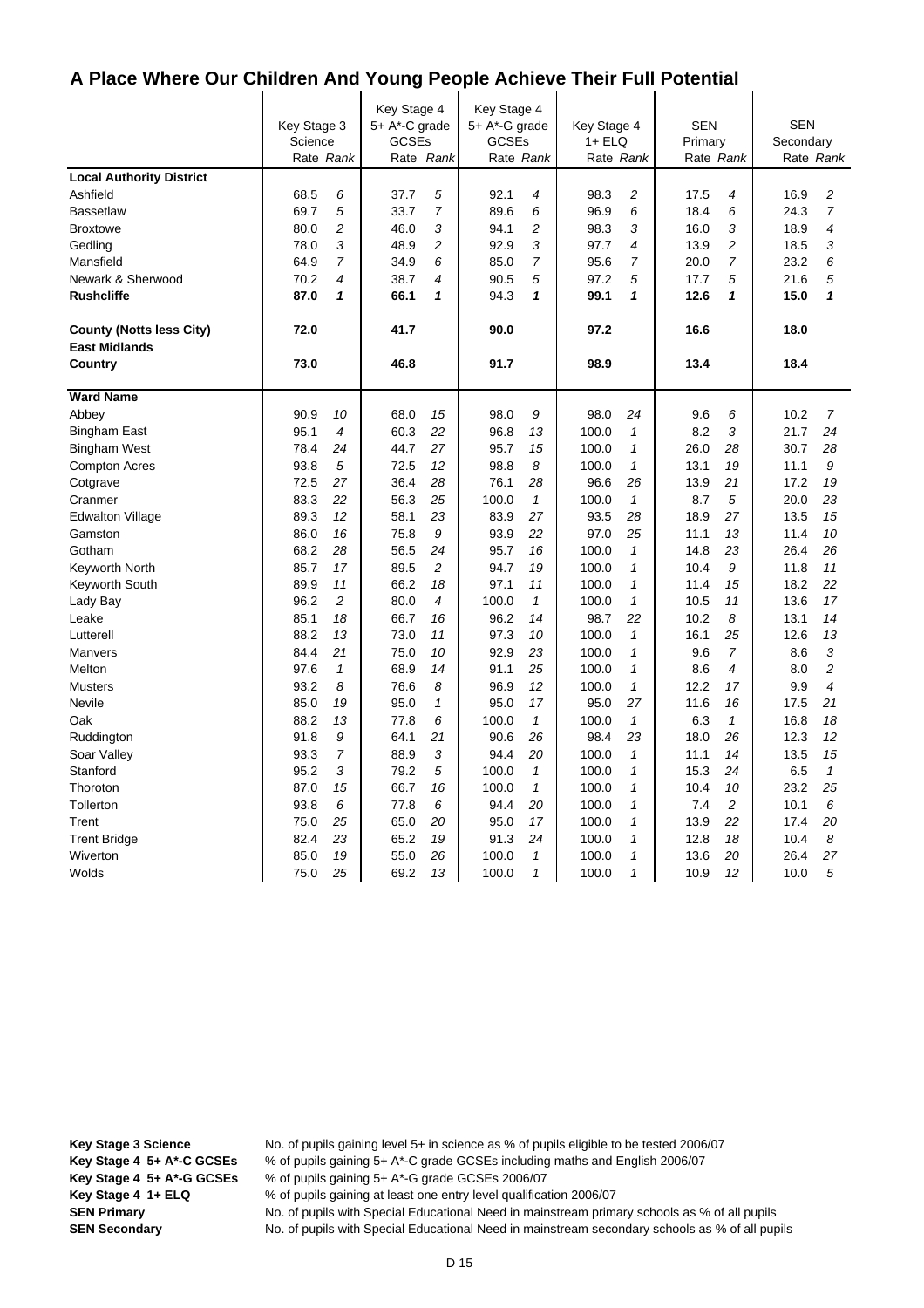# A Place Where Our Children And Young People Achieve Their Full Potential

| | Key Stage 3 Science | | Key Stage 4 5+ A*-C grade GCSEs | | Key Stage 4 5+ A*-G grade GCSEs | | Key Stage 4 1+ ELQ | | SEN Primary | | SEN Secondary | |
|---|---|---|---|---|---|---|---|---|---|---|---|---|
| | Rate | Rank | Rate | Rank | Rate | Rank | Rate | Rank | Rate | Rank | Rate | Rank |
| **Local Authority District** | | | | | | | | | | | | |
| Ashfield | 68.5 | 6 | 37.7 | 5 | 92.1 | 4 | 98.3 | 2 | 17.5 | 4 | 16.9 | 2 |
| Bassetlaw | 69.7 | 5 | 33.7 | 7 | 89.6 | 6 | 96.9 | 6 | 18.4 | 6 | 24.3 | 7 |
| Broxtowe | 80.0 | 2 | 46.0 | 3 | 94.1 | 2 | 98.3 | 3 | 16.0 | 3 | 18.9 | 4 |
| Gedling | 78.0 | 3 | 48.9 | 2 | 92.9 | 3 | 97.7 | 4 | 13.9 | 2 | 18.5 | 3 |
| Mansfield | 64.9 | 7 | 34.9 | 6 | 85.0 | 7 | 95.6 | 7 | 20.0 | 7 | 23.2 | 6 |
| Newark & Sherwood | 70.2 | 4 | 38.7 | 4 | 90.5 | 5 | 97.2 | 5 | 17.7 | 5 | 21.6 | 5 |
| **Rushcliffe** | **87.0** | **1** | **66.1** | **1** | 94.3 | **1** | **99.1** | **1** | **12.6** | **1** | **15.0** | **1** |
| **County (Notts less City)** | **72.0** | | **41.7** | | **90.0** | | **97.2** | | **16.6** | | **18.0** | |
| **East Midlands** | | | | | | | | | | | | |
| **Country** | **73.0** | | **46.8** | | **91.7** | | **98.9** | | **13.4** | | **18.4** | |
| **Ward Name** | | | | | | | | | | | | |
| Abbey | 90.9 | 10 | 68.0 | 15 | 98.0 | 9 | 98.0 | 24 | 9.6 | 6 | 10.2 | 7 |
| Bingham East | 95.1 | 4 | 60.3 | 22 | 96.8 | 13 | 100.0 | 1 | 8.2 | 3 | 21.7 | 24 |
| Bingham West | 78.4 | 24 | 44.7 | 27 | 95.7 | 15 | 100.0 | 1 | 26.0 | 28 | 30.7 | 28 |
| Compton Acres | 93.8 | 5 | 72.5 | 12 | 98.8 | 8 | 100.0 | 1 | 13.1 | 19 | 11.1 | 9 |
| Cotgrave | 72.5 | 27 | 36.4 | 28 | 76.1 | 28 | 96.6 | 26 | 13.9 | 21 | 17.2 | 19 |
| Cranmer | 83.3 | 22 | 56.3 | 25 | 100.0 | 1 | 100.0 | 1 | 8.7 | 5 | 20.0 | 23 |
| Edwalton Village | 89.3 | 12 | 58.1 | 23 | 83.9 | 27 | 93.5 | 28 | 18.9 | 27 | 13.5 | 15 |
| Gamston | 86.0 | 16 | 75.8 | 9 | 93.9 | 22 | 97.0 | 25 | 11.1 | 13 | 11.4 | 10 |
| Gotham | 68.2 | 28 | 56.5 | 24 | 95.7 | 16 | 100.0 | 1 | 14.8 | 23 | 26.4 | 26 |
| Keyworth North | 85.7 | 17 | 89.5 | 2 | 94.7 | 19 | 100.0 | 1 | 10.4 | 9 | 11.8 | 11 |
| Keyworth South | 89.9 | 11 | 66.2 | 18 | 97.1 | 11 | 100.0 | 1 | 11.4 | 15 | 18.2 | 22 |
| Lady Bay | 96.2 | 2 | 80.0 | 4 | 100.0 | 1 | 100.0 | 1 | 10.5 | 11 | 13.6 | 17 |
| Leake | 85.1 | 18 | 66.7 | 16 | 96.2 | 14 | 98.7 | 22 | 10.2 | 8 | 13.1 | 14 |
| Lutterell | 88.2 | 13 | 73.0 | 11 | 97.3 | 10 | 100.0 | 1 | 16.1 | 25 | 12.6 | 13 |
| Manvers | 84.4 | 21 | 75.0 | 10 | 92.9 | 23 | 100.0 | 1 | 9.6 | 7 | 8.6 | 3 |
| Melton | 97.6 | 1 | 68.9 | 14 | 91.1 | 25 | 100.0 | 1 | 8.6 | 4 | 8.0 | 2 |
| Musters | 93.2 | 8 | 76.6 | 8 | 96.9 | 12 | 100.0 | 1 | 12.2 | 17 | 9.9 | 4 |
| Nevile | 85.0 | 19 | 95.0 | 1 | 95.0 | 17 | 95.0 | 27 | 11.6 | 16 | 17.5 | 21 |
| Oak | 88.2 | 13 | 77.8 | 6 | 100.0 | 1 | 100.0 | 1 | 6.3 | 1 | 16.8 | 18 |
| Ruddington | 91.8 | 9 | 64.1 | 21 | 90.6 | 26 | 98.4 | 23 | 18.0 | 26 | 12.3 | 12 |
| Soar Valley | 93.3 | 7 | 88.9 | 3 | 94.4 | 20 | 100.0 | 1 | 11.1 | 14 | 13.5 | 15 |
| Stanford | 95.2 | 3 | 79.2 | 5 | 100.0 | 1 | 100.0 | 1 | 15.3 | 24 | 6.5 | 1 |
| Thoroton | 87.0 | 15 | 66.7 | 16 | 100.0 | 1 | 100.0 | 1 | 10.4 | 10 | 23.2 | 25 |
| Tollerton | 93.8 | 6 | 77.8 | 6 | 94.4 | 20 | 100.0 | 1 | 7.4 | 2 | 10.1 | 6 |
| Trent | 75.0 | 25 | 65.0 | 20 | 95.0 | 17 | 100.0 | 1 | 13.9 | 22 | 17.4 | 20 |
| Trent Bridge | 82.4 | 23 | 65.2 | 19 | 91.3 | 24 | 100.0 | 1 | 12.8 | 18 | 10.4 | 8 |
| Wiverton | 85.0 | 19 | 55.0 | 26 | 100.0 | 1 | 100.0 | 1 | 13.6 | 20 | 26.4 | 27 |
| Wolds | 75.0 | 25 | 69.2 | 13 | 100.0 | 1 | 100.0 | 1 | 10.9 | 12 | 10.0 | 5 |

**Key Stage 3 Science** No. of pupils gaining level 5+ in science as % of pupils eligible to be tested 2006/07
**Key Stage 4 5+ A*-C GCSEs** % of pupils gaining 5+ A*-C grade GCSEs including maths and English 2006/07
**Key Stage 4 5+ A*-G GCSEs** % of pupils gaining 5+ A*-G grade GCSEs 2006/07
**Key Stage 4 1+ ELQ** % of pupils gaining at least one entry level qualification 2006/07
**SEN Primary** No. of pupils with Special Educational Need in mainstream primary schools as % of all pupils
**SEN Secondary** No. of pupils with Special Educational Need in mainstream secondary schools as % of all pupils